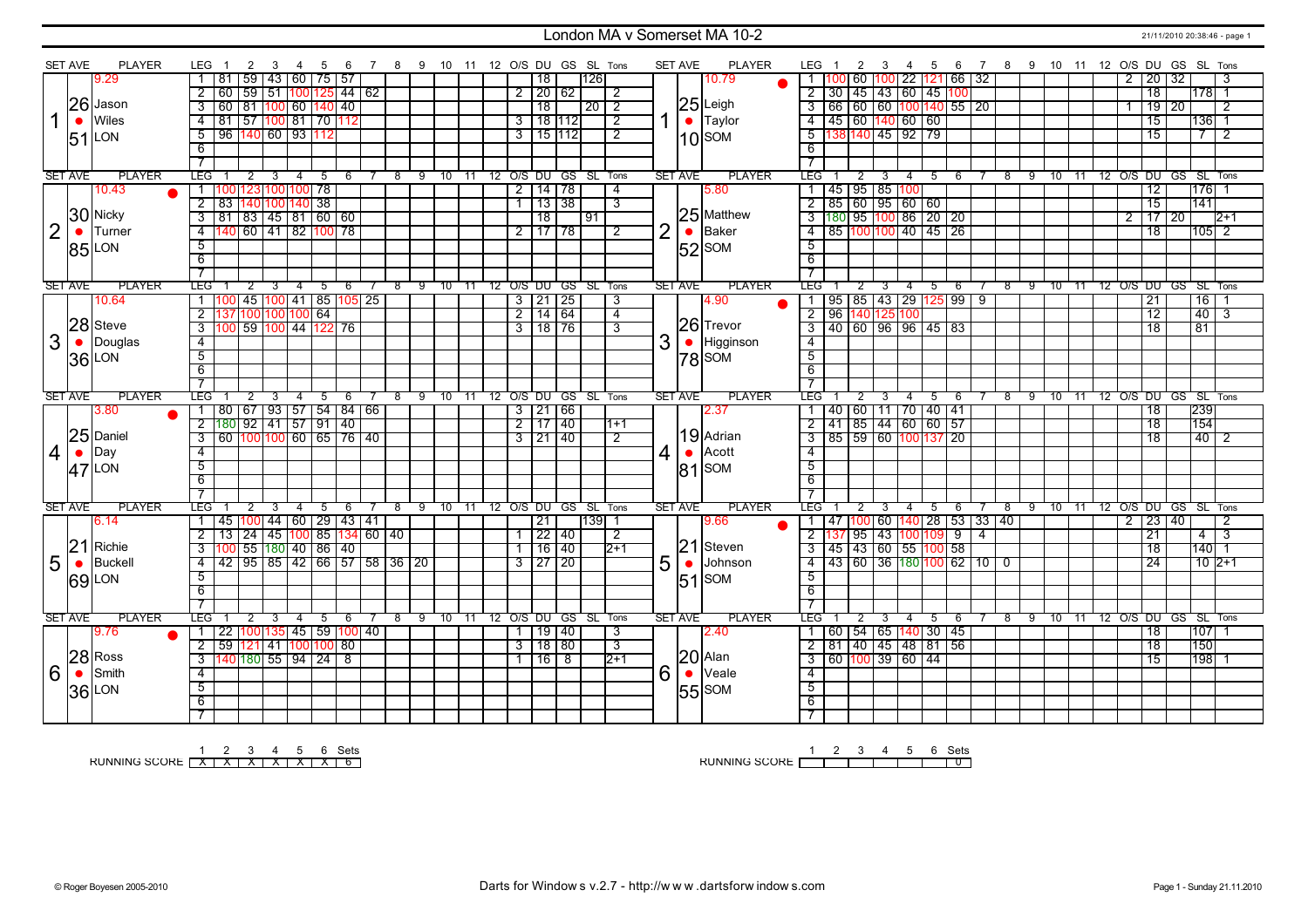# London MA v Somerset MA 10-2

21/11/2010 20:38:46 - page 1

## Set 1

**LON — Jason Wiles** (Set ave 9.29, 26.51)

| LEG | 1 | 2 | 3 | 4 | 5 | 6 | 7 | O/S | DU | GS | SL | Tons |
|---|---|---|---|---|---|---|---|---|---|---|---|---|
| 1 | 81 | 59 | 43 | 60 | 75 | 57 | | | 18 | | 126 | |
| 2 | 60 | 59 | 51 | 100 | 125 | 44 | 62 | 2 | 20 | 62 | | 2 |
| 3 | 60 | 81 | 100 | 60 | 140 | 40 | | | 18 | | 20 | 2 |
| 4 | 81 | 57 | 100 | 81 | 70 | 112 | | 3 | 18 | 112 | | 2 |
| 5 | 96 | 140 | 60 | 93 | 112 | | | 3 | 15 | 112 | | 2 |

**SOM — Leigh Taylor** (Set ave 10.79, 25.10)

| LEG | 1 | 2 | 3 | 4 | 5 | 6 | 7 | O/S | DU | GS | SL | Tons |
|---|---|---|---|---|---|---|---|---|---|---|---|---|
| 1 | 100 | 60 | 100 | 22 | 121 | 66 | 32 | 2 | 20 | 32 | | 3 |
| 2 | 30 | 45 | 43 | 60 | 45 | 100 | | | 18 | | 178 | 1 |
| 3 | 66 | 60 | 60 | 100 | 140 | 55 | 20 | 1 | 19 | 20 | | 2 |
| 4 | 45 | 60 | 140 | 60 | 60 | | | | 15 | | 136 | 1 |
| 5 | 138 | 140 | 45 | 92 | 79 | | | | 15 | | 7 | 2 |

## Set 2

**LON — Nicky Turner** (Set ave 10.43, 30.85)

| LEG | 1 | 2 | 3 | 4 | 5 | 6 | 7 | O/S | DU | GS | SL | Tons |
|---|---|---|---|---|---|---|---|---|---|---|---|---|
| 1 | 100 | 123 | 100 | 100 | 78 | | | 2 | 14 | 78 | | 4 |
| 2 | 83 | 140 | 100 | 140 | 38 | | | 1 | 13 | 38 | | 3 |
| 3 | 81 | 83 | 45 | 81 | 60 | 60 | | | 18 | | 91 | |
| 4 | 140 | 60 | 41 | 82 | 100 | 78 | | 2 | 17 | 78 | | 2 |

**SOM — Matthew Baker** (Set ave 5.80, 25.52)

| LEG | 1 | 2 | 3 | 4 | 5 | 6 | 7 | O/S | DU | GS | SL | Tons |
|---|---|---|---|---|---|---|---|---|---|---|---|---|
| 1 | 45 | 95 | 85 | 100 | | | | | 12 | | 176 | 1 |
| 2 | 85 | 60 | 95 | 60 | 60 | | | | 15 | | 141 | |
| 3 | 180 | 95 | 100 | 86 | 20 | 20 | | 2 | 17 | 20 | | 2+1 |
| 4 | 85 | 100 | 100 | 40 | 45 | 26 | | | 18 | | 105 | 2 |

## Set 3

**LON — Steve Douglas** (Set ave 10.64, 28.36)

| LEG | 1 | 2 | 3 | 4 | 5 | 6 | 7 | O/S | DU | GS | SL | Tons |
|---|---|---|---|---|---|---|---|---|---|---|---|---|
| 1 | 100 | 45 | 100 | 41 | 85 | 105 | 25 | 3 | 21 | 25 | | 3 |
| 2 | 137 | 100 | 100 | 100 | 64 | | | 2 | 14 | 64 | | 4 |
| 3 | 100 | 59 | 100 | 44 | 122 | 76 | | 3 | 18 | 76 | | 3 |

**SOM — Trevor Higginson** (Set ave 4.90, 26.78)

| LEG | 1 | 2 | 3 | 4 | 5 | 6 | 7 | O/S | DU | GS | SL | Tons |
|---|---|---|---|---|---|---|---|---|---|---|---|---|
| 1 | 95 | 85 | 43 | 29 | 125 | 99 | 9 | | 21 | | 16 | 1 |
| 2 | 96 | 140 | 125 | 100 | | | | | 12 | | 40 | 3 |
| 3 | 40 | 60 | 96 | 96 | 45 | 83 | | | 18 | | 81 | |

## Set 4

**LON — Daniel Day** (Set ave 3.80, 25.47)

| LEG | 1 | 2 | 3 | 4 | 5 | 6 | 7 | O/S | DU | GS | SL | Tons |
|---|---|---|---|---|---|---|---|---|---|---|---|---|
| 1 | 80 | 67 | 93 | 57 | 54 | 84 | 66 | 3 | 21 | 66 | | |
| 2 | 180 | 92 | 41 | 57 | 91 | 40 | | 2 | 17 | 40 | | 1+1 |
| 3 | 60 | 100 | 100 | 60 | 65 | 76 | 40 | 3 | 21 | 40 | | 2 |

**SOM — Adrian Acott** (Set ave 2.37, 19.81)

| LEG | 1 | 2 | 3 | 4 | 5 | 6 | 7 | O/S | DU | GS | SL | Tons |
|---|---|---|---|---|---|---|---|---|---|---|---|---|
| 1 | 40 | 60 | 11 | 70 | 40 | 41 | | | 18 | | 239 | |
| 2 | 41 | 85 | 44 | 60 | 60 | 57 | | | 18 | | 154 | |
| 3 | 85 | 59 | 60 | 100 | 137 | 20 | | | 18 | | 40 | 2 |

## Set 5

**LON — Richie Buckell** (Set ave 6.14, 21.69)

| LEG | 1 | 2 | 3 | 4 | 5 | 6 | 7 | 8 | 9 | O/S | DU | GS | SL | Tons |
|---|---|---|---|---|---|---|---|---|---|---|---|---|---|---|
| 1 | 45 | 100 | 44 | 60 | 29 | 43 | 41 | | | | 21 | | 139 | 1 |
| 2 | 13 | 24 | 45 | 100 | 85 | 134 | 60 | 40 | | 1 | 22 | 40 | | 2 |
| 3 | 100 | 55 | 180 | 40 | 86 | 40 | | | | 1 | 16 | 40 | | 2+1 |
| 4 | 42 | 95 | 85 | 42 | 66 | 57 | 58 | 36 | 20 | 3 | 27 | 20 | | |

**SOM — Steven Johnson** (Set ave 9.66, 21.51)

| LEG | 1 | 2 | 3 | 4 | 5 | 6 | 7 | 8 | 9 | O/S | DU | GS | SL | Tons |
|---|---|---|---|---|---|---|---|---|---|---|---|---|---|---|
| 1 | 47 | 100 | 60 | 140 | 28 | 53 | 33 | 40 | | 2 | 23 | 40 | | 2 |
| 2 | 137 | 95 | 43 | 100 | 109 | 9 | 4 | | | | 21 | | 4 | 3 |
| 3 | 45 | 43 | 60 | 55 | 100 | 58 | | | | | 18 | | 140 | 1 |
| 4 | 43 | 60 | 36 | 180 | 100 | 62 | 10 | 0 | | | 24 | | 10 | 2+1 |

## Set 6

**LON — Ross Smith** (Set ave 9.76, 28.36)

| LEG | 1 | 2 | 3 | 4 | 5 | 6 | 7 | O/S | DU | GS | SL | Tons |
|---|---|---|---|---|---|---|---|---|---|---|---|---|
| 1 | 22 | 100 | 135 | 45 | 59 | 100 | 40 | 1 | 19 | 40 | | 3 |
| 2 | 59 | 121 | 41 | 100 | 100 | 80 | | 3 | 18 | 80 | | 3 |
| 3 | 140 | 180 | 55 | 94 | 24 | 8 | | 1 | 16 | 8 | | 2+1 |

**SOM — Alan Veale** (Set ave 2.40, 20.55)

| LEG | 1 | 2 | 3 | 4 | 5 | 6 | 7 | O/S | DU | GS | SL | Tons |
|---|---|---|---|---|---|---|---|---|---|---|---|---|
| 1 | 60 | 54 | 65 | 140 | 30 | 45 | | | 18 | | 107 | 1 |
| 2 | 81 | 40 | 45 | 48 | 81 | 56 | | | 18 | | 150 | |
| 3 | 60 | 100 | 39 | 60 | 44 | | | | 15 | | 198 | 1 |

## Running Score

| | 1 | 2 | 3 | 4 | 5 | 6 | Sets |
|---|---|---|---|---|---|---|---|
| LON | X | X | X | X | X | X | 6 |
| SOM | | | | | | | 0 |

© Roger Boyesen 2005-2010 — Darts for Windows v.2.7 - http://www.dartsforwindows.com — Page 1 - Sunday 21.11.2010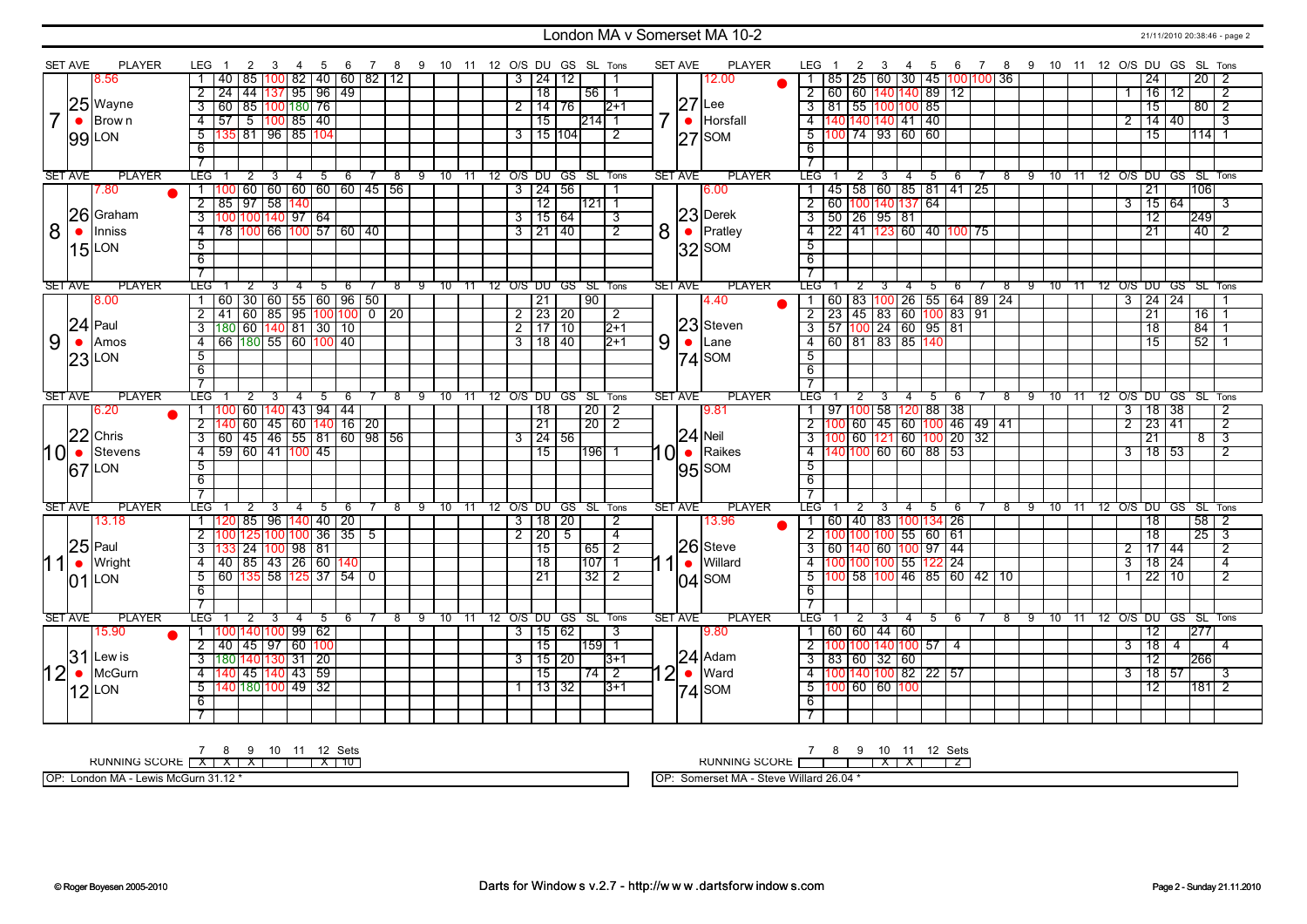# London MA v Somerset MA 10-2

## Set 7

| SET AVE | PLAYER | LEG | 1 | 2 | 3 | 4 | 5 | 6 | 7 | 8 | 9 | 10 | 11 | 12 | O/S | DU | GS | SL | Tons |
|---|---|---|---|---|---|---|---|---|---|---|---|---|---|---|---|---|---|---|---|
| 25.99 | Wayne Brown LON (8.56) | 1 | 40 | 85 | 100 | 82 | 40 | 60 | 82 | 12 | | | | | 3 | 24 | 12 | | 1 |
| | | 2 | 24 | 44 | 137 | 95 | 96 | 49 | | | | | | | | 18 | | 56 | 1 |
| | | 3 | 60 | 85 | 100 | 180 | 76 | | | | | | | | 2 | 14 | 76 | | 2+1 |
| | | 4 | 57 | 5 | 100 | 85 | 40 | | | | | | | | | 15 | | 214 | 1 |
| | | 5 | 135 | 81 | 96 | 85 | 104 | | | | | | | | 3 | 15 | 104 | | 2 |
| | | 6 | | | | | | | | | | | | | | | | | |
| | | 7 | | | | | | | | | | | | | | | | | |

| SET AVE | PLAYER | LEG | 1 | 2 | 3 | 4 | 5 | 6 | 7 | 8 | 9 | 10 | 11 | 12 | O/S | DU | GS | SL | Tons |
|---|---|---|---|---|---|---|---|---|---|---|---|---|---|---|---|---|---|---|---|
| 27.27 | Lee Horsfall SOM (12.00) | 1 | 85 | 25 | 60 | 30 | 45 | 100 | 100 | 36 | | | | | | 24 | | 20 | 2 |
| | | 2 | 60 | 60 | 140 | 140 | 89 | 12 | | | | | | | 1 | 16 | 12 | | 2 |
| | | 3 | 81 | 55 | 100 | 100 | 85 | | | | | | | | | 15 | | 80 | 2 |
| | | 4 | 140 | 140 | 140 | 41 | 40 | | | | | | | | 2 | 14 | 40 | | 3 |
| | | 5 | 100 | 74 | 93 | 60 | 60 | | | | | | | | | 15 | | 114 | 1 |
| | | 6 | | | | | | | | | | | | | | | | | |
| | | 7 | | | | | | | | | | | | | | | | | |

## Set 8

| SET AVE | PLAYER | LEG | 1 | 2 | 3 | 4 | 5 | 6 | 7 | 8 | 9 | 10 | 11 | 12 | O/S | DU | GS | SL | Tons |
|---|---|---|---|---|---|---|---|---|---|---|---|---|---|---|---|---|---|---|---|
| 26.15 | Graham Inniss LON (7.80) | 1 | 100 | 60 | 60 | 60 | 60 | 60 | 45 | 56 | | | | | 3 | 24 | 56 | | 1 |
| | | 2 | 85 | 97 | 58 | 140 | | | | | | | | | | 12 | | 121 | 1 |
| | | 3 | 100 | 100 | 140 | 97 | 64 | | | | | | | | 3 | 15 | 64 | | 3 |
| | | 4 | 78 | 100 | 66 | 100 | 57 | 60 | 40 | | | | | | 3 | 21 | 40 | | 2 |
| | | 5 | | | | | | | | | | | | | | | | | |
| | | 6 | | | | | | | | | | | | | | | | | |
| | | 7 | | | | | | | | | | | | | | | | | |

| SET AVE | PLAYER | LEG | 1 | 2 | 3 | 4 | 5 | 6 | 7 | 8 | 9 | 10 | 11 | 12 | O/S | DU | GS | SL | Tons |
|---|---|---|---|---|---|---|---|---|---|---|---|---|---|---|---|---|---|---|---|
| 23.32 | Derek Pratley SOM (6.00) | 1 | 45 | 58 | 60 | 85 | 81 | 41 | 25 | | | | | | | 21 | | 106 | |
| | | 2 | 60 | 100 | 140 | 137 | 64 | | | | | | | | 3 | 15 | 64 | | 3 |
| | | 3 | 50 | 26 | 95 | 81 | | | | | | | | | | 12 | | 249 | |
| | | 4 | 22 | 41 | 123 | 60 | 40 | 100 | 75 | | | | | | | 21 | | 40 | 2 |
| | | 5 | | | | | | | | | | | | | | | | | |
| | | 6 | | | | | | | | | | | | | | | | | |
| | | 7 | | | | | | | | | | | | | | | | | |

## Set 9

| SET AVE | PLAYER | LEG | 1 | 2 | 3 | 4 | 5 | 6 | 7 | 8 | 9 | 10 | 11 | 12 | O/S | DU | GS | SL | Tons |
|---|---|---|---|---|---|---|---|---|---|---|---|---|---|---|---|---|---|---|---|
| 24.23 | Paul Amos LON (8.00) | 1 | 60 | 30 | 60 | 55 | 60 | 96 | 50 | | | | | | | 21 | | 90 | |
| | | 2 | 41 | 60 | 85 | 95 | 100 | 100 | 0 | 20 | | | | | 2 | 23 | 20 | | 2 |
| | | 3 | 180 | 60 | 140 | 81 | 30 | 10 | | | | | | | 2 | 17 | 10 | | 2+1 |
| | | 4 | 66 | 180 | 55 | 60 | 100 | 40 | | | | | | | 3 | 18 | 40 | | 2+1 |
| | | 5 | | | | | | | | | | | | | | | | | |
| | | 6 | | | | | | | | | | | | | | | | | |
| | | 7 | | | | | | | | | | | | | | | | | |

| SET AVE | PLAYER | LEG | 1 | 2 | 3 | 4 | 5 | 6 | 7 | 8 | 9 | 10 | 11 | 12 | O/S | DU | GS | SL | Tons |
|---|---|---|---|---|---|---|---|---|---|---|---|---|---|---|---|---|---|---|---|
| 23.74 | Steven Lane SOM (4.40) | 1 | 60 | 83 | 100 | 26 | 55 | 64 | 89 | 24 | | | | | 3 | 24 | 24 | | 1 |
| | | 2 | 23 | 45 | 83 | 60 | 100 | 83 | 91 | | | | | | | 21 | | 16 | 1 |
| | | 3 | 57 | 100 | 24 | 60 | 95 | 81 | | | | | | | | 18 | | 84 | 1 |
| | | 4 | 60 | 81 | 83 | 85 | 140 | | | | | | | | | 15 | | 52 | 1 |
| | | 5 | | | | | | | | | | | | | | | | | |
| | | 6 | | | | | | | | | | | | | | | | | |
| | | 7 | | | | | | | | | | | | | | | | | |

## Set 10

| SET AVE | PLAYER | LEG | 1 | 2 | 3 | 4 | 5 | 6 | 7 | 8 | 9 | 10 | 11 | 12 | O/S | DU | GS | SL | Tons |
|---|---|---|---|---|---|---|---|---|---|---|---|---|---|---|---|---|---|---|---|
| 22.67 | Chris Stevens LON (6.20) | 1 | 100 | 60 | 140 | 43 | 94 | 44 | | | | | | | | 18 | | 20 | 2 |
| | | 2 | 140 | 60 | 45 | 60 | 140 | 16 | 20 | | | | | | | 21 | | 20 | 2 |
| | | 3 | 60 | 45 | 46 | 55 | 81 | 60 | 98 | 56 | | | | | 3 | 24 | 56 | | |
| | | 4 | 59 | 60 | 41 | 100 | 45 | | | | | | | | | 15 | | 196 | 1 |
| | | 5 | | | | | | | | | | | | | | | | | |
| | | 6 | | | | | | | | | | | | | | | | | |
| | | 7 | | | | | | | | | | | | | | | | | |

| SET AVE | PLAYER | LEG | 1 | 2 | 3 | 4 | 5 | 6 | 7 | 8 | 9 | 10 | 11 | 12 | O/S | DU | GS | SL | Tons |
|---|---|---|---|---|---|---|---|---|---|---|---|---|---|---|---|---|---|---|---|
| 24.95 | Neil Raikes SOM (9.81) | 1 | 97 | 100 | 58 | 120 | 88 | 38 | | | | | | | 3 | 18 | 38 | | 2 |
| | | 2 | 100 | 60 | 45 | 60 | 100 | 46 | 49 | 41 | | | | | 2 | 23 | 41 | | 2 |
| | | 3 | 100 | 60 | 121 | 60 | 100 | 20 | 32 | | | | | | | 21 | | 8 | 3 |
| | | 4 | 140 | 100 | 60 | 60 | 88 | 53 | | | | | | | 3 | 18 | 53 | | 2 |
| | | 5 | | | | | | | | | | | | | | | | | |
| | | 6 | | | | | | | | | | | | | | | | | |
| | | 7 | | | | | | | | | | | | | | | | | |

## Set 11

| SET AVE | PLAYER | LEG | 1 | 2 | 3 | 4 | 5 | 6 | 7 | 8 | 9 | 10 | 11 | 12 | O/S | DU | GS | SL | Tons |
|---|---|---|---|---|---|---|---|---|---|---|---|---|---|---|---|---|---|---|---|
| 25.01 | Paul Wright LON (13.18) | 1 | 120 | 85 | 96 | 140 | 40 | 20 | | | | | | | 3 | 18 | 20 | | 2 |
| | | 2 | 100 | 125 | 100 | 100 | 36 | 35 | 5 | | | | | | 2 | 20 | 5 | | 4 |
| | | 3 | 133 | 24 | 100 | 98 | 81 | | | | | | | | | 15 | | 65 | 2 |
| | | 4 | 40 | 85 | 43 | 26 | 60 | 140 | | | | | | | | 18 | | 107 | 1 |
| | | 5 | 60 | 135 | 58 | 125 | 37 | 54 | 0 | | | | | | | 21 | | 32 | 2 |
| | | 6 | | | | | | | | | | | | | | | | | |
| | | 7 | | | | | | | | | | | | | | | | | |

| SET AVE | PLAYER | LEG | 1 | 2 | 3 | 4 | 5 | 6 | 7 | 8 | 9 | 10 | 11 | 12 | O/S | DU | GS | SL | Tons |
|---|---|---|---|---|---|---|---|---|---|---|---|---|---|---|---|---|---|---|---|
| 26.04 | Steve Willard SOM (13.96) | 1 | 60 | 40 | 83 | 100 | 134 | 26 | | | | | | | | 18 | | 58 | 2 |
| | | 2 | 100 | 100 | 100 | 55 | 60 | 61 | | | | | | | | 18 | | 25 | 3 |
| | | 3 | 60 | 140 | 60 | 100 | 97 | 44 | | | | | | | 2 | 17 | 44 | | 2 |
| | | 4 | 100 | 100 | 100 | 55 | 122 | 24 | | | | | | | 3 | 18 | 24 | | 4 |
| | | 5 | 100 | 58 | 100 | 46 | 85 | 60 | 42 | 10 | | | | | 1 | 22 | 10 | | 2 |
| | | 6 | | | | | | | | | | | | | | | | | |
| | | 7 | | | | | | | | | | | | | | | | | |

## Set 12

| SET AVE | PLAYER | LEG | 1 | 2 | 3 | 4 | 5 | 6 | 7 | 8 | 9 | 10 | 11 | 12 | O/S | DU | GS | SL | Tons |
|---|---|---|---|---|---|---|---|---|---|---|---|---|---|---|---|---|---|---|---|
| 31.12 | Lewis McGurn LON (15.90) | 1 | 100 | 140 | 100 | 99 | 62 | | | | | | | | 3 | 15 | 62 | | 3 |
| | | 2 | 40 | 45 | 97 | 60 | 100 | | | | | | | | | 15 | | 159 | 1 |
| | | 3 | 180 | 140 | 130 | 31 | 20 | | | | | | | | 3 | 15 | 20 | | 3+1 |
| | | 4 | 140 | 45 | 140 | 43 | 59 | | | | | | | | | 15 | | 74 | 2 |
| | | 5 | 140 | 180 | 100 | 49 | 32 | | | | | | | | 1 | 13 | 32 | | 3+1 |
| | | 6 | | | | | | | | | | | | | | | | | |
| | | 7 | | | | | | | | | | | | | | | | | |

| SET AVE | PLAYER | LEG | 1 | 2 | 3 | 4 | 5 | 6 | 7 | 8 | 9 | 10 | 11 | 12 | O/S | DU | GS | SL | Tons |
|---|---|---|---|---|---|---|---|---|---|---|---|---|---|---|---|---|---|---|---|
| 24.74 | Adam Ward SOM (9.80) | 1 | 60 | 60 | 44 | 60 | | | | | | | | | | 12 | | 277 | |
| | | 2 | 100 | 100 | 140 | 100 | 57 | 4 | | | | | | | 3 | 18 | 4 | | 4 |
| | | 3 | 83 | 60 | 32 | 60 | | | | | | | | | | 12 | | 266 | |
| | | 4 | 100 | 140 | 100 | 82 | 22 | 57 | | | | | | | 3 | 18 | 57 | | 3 |
| | | 5 | 100 | 60 | 60 | 100 | | | | | | | | | | 12 | | 181 | 2 |
| | | 6 | | | | | | | | | | | | | | | | | |
| | | 7 | | | | | | | | | | | | | | | | | |

## Running Score

| RUNNING SCORE | 7 | 8 | 9 | 10 | 11 | 12 | Sets |
|---|---|---|---|---|---|---|---|
| London MA | X | X | X | | | X | 10 |
| Somerset MA | | | | X | X | | 2 |

OP: London MA - Lewis McGurn 31.12 *

OP: Somerset MA - Steve Willard 26.04 *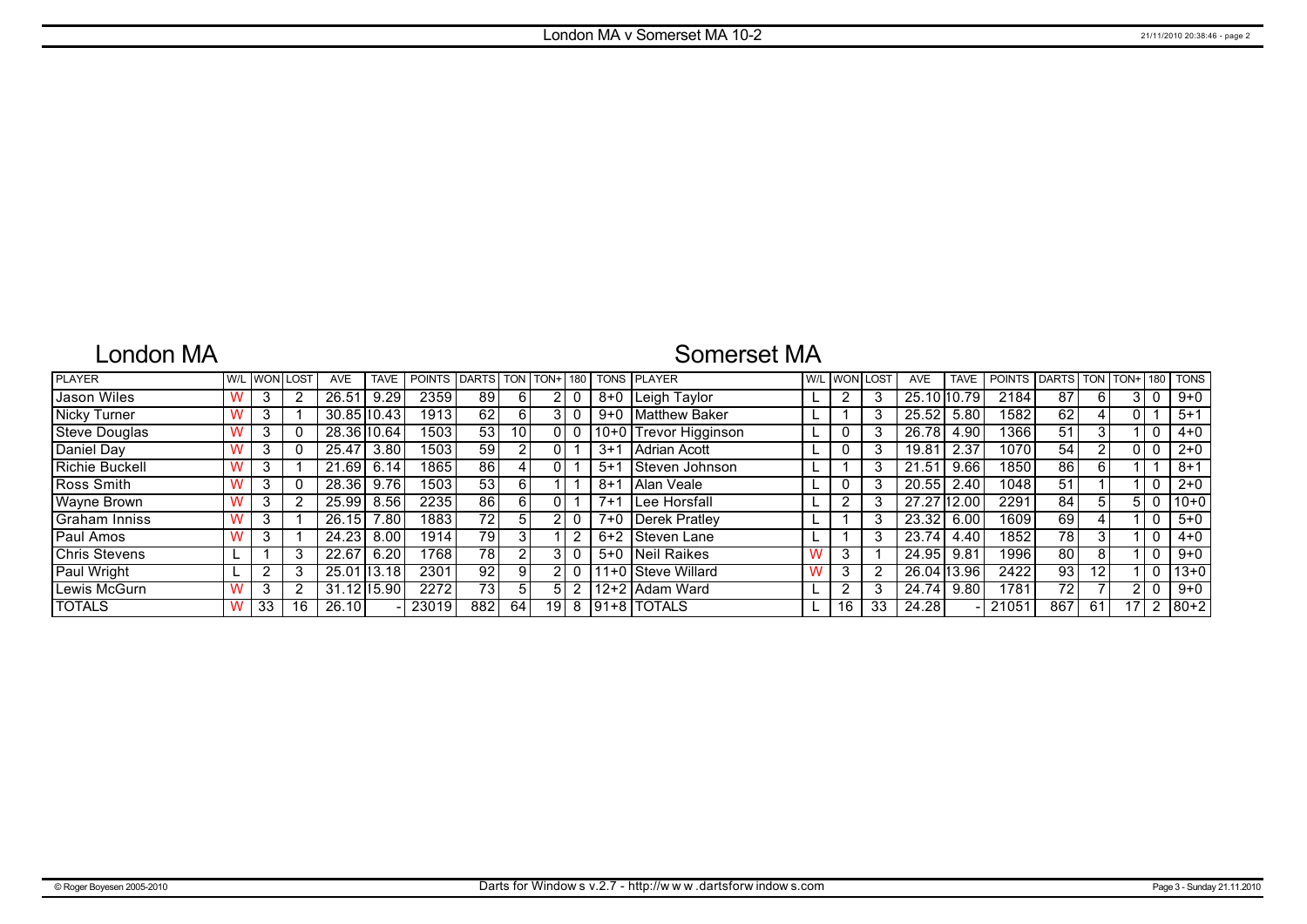# London MA v Somerset MA 10-2

## London MA

| PLAYER | W/L | WON | LOST | AVE | TAVE | POINTS | DARTS | TON | TON+ | 180 | TONS |
|---|---|---|---|---|---|---|---|---|---|---|---|
| Jason Wiles | W | 3 | 2 | 26.51 | 9.29 | 2359 | 89 | 6 | 2 | 0 | 8+0 |
| Nicky Turner | W | 3 | 1 | 30.85 | 10.43 | 1913 | 62 | 6 | 3 | 0 | 9+0 |
| Steve Douglas | W | 3 | 0 | 28.36 | 10.64 | 1503 | 53 | 10 | 0 | 0 | 10+0 |
| Daniel Day | W | 3 | 0 | 25.47 | 3.80 | 1503 | 59 | 2 | 0 | 1 | 3+1 |
| Richie Buckell | W | 3 | 1 | 21.69 | 6.14 | 1865 | 86 | 4 | 0 | 1 | 5+1 |
| Ross Smith | W | 3 | 0 | 28.36 | 9.76 | 1503 | 53 | 6 | 1 | 1 | 8+1 |
| Wayne Brown | W | 3 | 2 | 25.99 | 8.56 | 2235 | 86 | 6 | 0 | 1 | 7+1 |
| Graham Inniss | W | 3 | 1 | 26.15 | 7.80 | 1883 | 72 | 5 | 2 | 0 | 7+0 |
| Paul Amos | W | 3 | 1 | 24.23 | 8.00 | 1914 | 79 | 3 | 1 | 2 | 6+2 |
| Chris Stevens | L | 1 | 3 | 22.67 | 6.20 | 1768 | 78 | 2 | 3 | 0 | 5+0 |
| Paul Wright | L | 2 | 3 | 25.01 | 13.18 | 2301 | 92 | 9 | 2 | 0 | 11+0 |
| Lewis McGurn | W | 3 | 2 | 31.12 | 15.90 | 2272 | 73 | 5 | 5 | 2 | 12+2 |
| TOTALS | W | 33 | 16 | 26.10 | - | 23019 | 882 | 64 | 19 | 8 | 91+8 |

## Somerset MA

| PLAYER | W/L | WON | LOST | AVE | TAVE | POINTS | DARTS | TON | TON+ | 180 | TONS |
|---|---|---|---|---|---|---|---|---|---|---|---|
| Leigh Taylor | L | 2 | 3 | 25.10 | 10.79 | 2184 | 87 | 6 | 3 | 0 | 9+0 |
| Matthew Baker | L | 1 | 3 | 25.52 | 5.80 | 1582 | 62 | 4 | 0 | 1 | 5+1 |
| Trevor Higginson | L | 0 | 3 | 26.78 | 4.90 | 1366 | 51 | 3 | 1 | 0 | 4+0 |
| Adrian Acott | L | 0 | 3 | 19.81 | 2.37 | 1070 | 54 | 2 | 0 | 0 | 2+0 |
| Steven Johnson | L | 1 | 3 | 21.51 | 9.66 | 1850 | 86 | 6 | 1 | 1 | 8+1 |
| Alan Veale | L | 0 | 3 | 20.55 | 2.40 | 1048 | 51 | 1 | 1 | 0 | 2+0 |
| Lee Horsfall | L | 2 | 3 | 27.27 | 12.00 | 2291 | 84 | 5 | 5 | 0 | 10+0 |
| Derek Pratley | L | 1 | 3 | 23.32 | 6.00 | 1609 | 69 | 4 | 1 | 0 | 5+0 |
| Steven Lane | L | 1 | 3 | 23.74 | 4.40 | 1852 | 78 | 3 | 1 | 0 | 4+0 |
| Neil Raikes | W | 3 | 1 | 24.95 | 9.81 | 1996 | 80 | 8 | 1 | 0 | 9+0 |
| Steve Willard | W | 3 | 2 | 26.04 | 13.96 | 2422 | 93 | 12 | 1 | 0 | 13+0 |
| Adam Ward | L | 2 | 3 | 24.74 | 9.80 | 1781 | 72 | 7 | 2 | 0 | 9+0 |
| TOTALS | L | 16 | 33 | 24.28 | - | 21051 | 867 | 61 | 17 | 2 | 80+2 |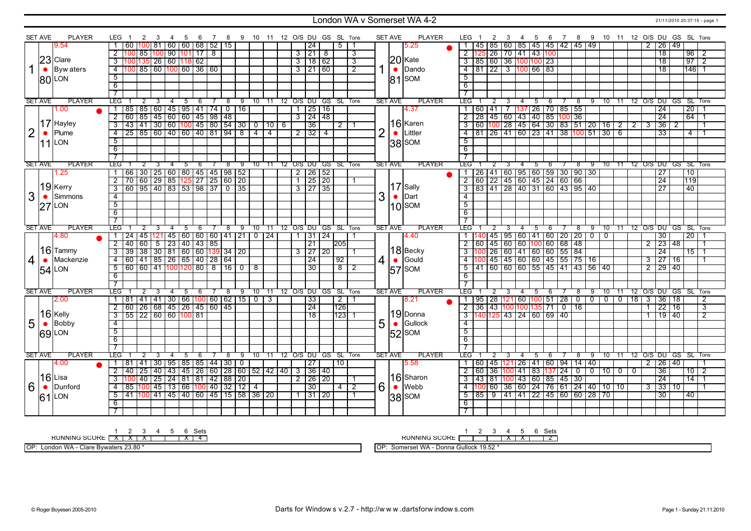# London WA v Somerset WA 4-2

21/11/2010 20:37:15 - page 1

## Set 1

**London WA — Clare Bywaters (LON)** — SET AVE 23.80 (9.54)

| LEG | 1 | 2 | 3 | 4 | 5 | 6 | 7 | 8 | 9 | 10 | 11 | 12 | O/S | DU | GS | SL | Tons |
|---|---|---|---|---|---|---|---|---|---|---|---|---|---|---|---|---|---|
| 1 | 60 | 100 | 81 | 60 | 60 | 68 | 52 | 15 | | | | | | 24 | | 5 | 1 |
| 2 | 100 | 85 | 100 | 90 | 101 | 17 | 8 | | | | | | 3 | 21 | 8 | | 3 |
| 3 | 100 | 135 | 26 | 60 | 118 | 62 | | | | | | | 3 | 18 | 62 | | 3 |
| 4 | 100 | 85 | 60 | 100 | 60 | 36 | 60 | | | | | | 3 | 21 | 60 | | 2 |
| 5 | | | | | | | | | | | | | | | | | |
| 6 | | | | | | | | | | | | | | | | | |
| 7 | | | | | | | | | | | | | | | | | |

**Somerset WA — Kate Dando (SOM)** — SET AVE 20.81 (5.25)

| LEG | 1 | 2 | 3 | 4 | 5 | 6 | 7 | 8 | 9 | 10 | 11 | 12 | O/S | DU | GS | SL | Tons |
|---|---|---|---|---|---|---|---|---|---|---|---|---|---|---|---|---|---|
| 1 | 45 | 85 | 60 | 85 | 45 | 45 | 42 | 45 | 49 | | | | 2 | 26 | 49 | | |
| 2 | 125 | 26 | 70 | 41 | 43 | 100 | | | | | | | | 18 | | 96 | 2 |
| 3 | 85 | 60 | 36 | 100 | 100 | 23 | | | | | | | | 18 | | 97 | 2 |
| 4 | 81 | 22 | 3 | 100 | 66 | 83 | | | | | | | | 18 | | 146 | 1 |
| 5 | | | | | | | | | | | | | | | | | |
| 6 | | | | | | | | | | | | | | | | | |
| 7 | | | | | | | | | | | | | | | | | |

## Set 2

**London WA — Hayley Plume (LON)** — SET AVE 17.11 (1.00)

| LEG | 1 | 2 | 3 | 4 | 5 | 6 | 7 | 8 | 9 | 10 | 11 | 12 | O/S | DU | GS | SL | Tons |
|---|---|---|---|---|---|---|---|---|---|---|---|---|---|---|---|---|---|
| 1 | 85 | 85 | 60 | 45 | 95 | 41 | 74 | 0 | 16 | | | | 1 | 25 | 16 | | |
| 2 | 60 | 85 | 45 | 60 | 60 | 45 | 98 | 48 | | | | | 3 | 24 | 48 | | |
| 3 | 43 | 41 | 30 | 60 | 100 | 45 | 80 | 54 | 30 | 0 | 10 | 6 | | 36 | | 2 | 1 |
| 4 | 25 | 85 | 60 | 40 | 60 | 40 | 81 | 94 | 8 | 4 | 4 | | 2 | 32 | 4 | | |
| 5 | | | | | | | | | | | | | | | | | |
| 6 | | | | | | | | | | | | | | | | | |
| 7 | | | | | | | | | | | | | | | | | |

**Somerset WA — Karen Littler (SOM)** — SET AVE 16.38 (4.37)

| LEG | 1 | 2 | 3 | 4 | 5 | 6 | 7 | 8 | 9 | 10 | 11 | 12 | O/S | DU | GS | SL | Tons |
|---|---|---|---|---|---|---|---|---|---|---|---|---|---|---|---|---|---|
| 1 | 60 | 41 | 7 | 137 | 26 | 70 | 85 | 55 | | | | | | 24 | | 20 | 1 |
| 2 | 28 | 45 | 60 | 43 | 40 | 85 | 100 | 36 | | | | | | 24 | | 64 | 1 |
| 3 | 60 | 100 | 28 | 45 | 64 | 30 | 83 | 51 | 20 | 16 | 2 | 2 | 3 | 36 | 2 | | 1 |
| 4 | 81 | 26 | 41 | 60 | 23 | 41 | 38 | 100 | 51 | 30 | 6 | | | 33 | | 4 | 1 |
| 5 | | | | | | | | | | | | | | | | | |
| 6 | | | | | | | | | | | | | | | | | |
| 7 | | | | | | | | | | | | | | | | | |

## Set 3

**London WA — Kerry Simmons (LON)** — SET AVE 19.27 (1.25)

| LEG | 1 | 2 | 3 | 4 | 5 | 6 | 7 | 8 | 9 | 10 | 11 | 12 | O/S | DU | GS | SL | Tons |
|---|---|---|---|---|---|---|---|---|---|---|---|---|---|---|---|---|---|
| 1 | 66 | 30 | 25 | 60 | 80 | 45 | 45 | 98 | 52 | | | | 2 | 26 | 52 | | |
| 2 | 70 | 60 | 29 | 85 | 125 | 27 | 25 | 60 | 20 | | | | 1 | 25 | 20 | | 1 |
| 3 | 60 | 95 | 40 | 83 | 53 | 98 | 37 | 0 | 35 | | | | 3 | 27 | 35 | | |
| 4 | | | | | | | | | | | | | | | | | |
| 5 | | | | | | | | | | | | | | | | | |
| 6 | | | | | | | | | | | | | | | | | |
| 7 | | | | | | | | | | | | | | | | | |

**Somerset WA — Sally Dart (SOM)** — SET AVE 17.10

| LEG | 1 | 2 | 3 | 4 | 5 | 6 | 7 | 8 | 9 | 10 | 11 | 12 | O/S | DU | GS | SL | Tons |
|---|---|---|---|---|---|---|---|---|---|---|---|---|---|---|---|---|---|
| 1 | 26 | 41 | 60 | 95 | 60 | 59 | 30 | 90 | 30 | | | | | 27 | | 10 | |
| 2 | 60 | 22 | 45 | 60 | 45 | 24 | 60 | 66 | | | | | | 24 | | 119 | |
| 3 | 83 | 41 | 28 | 40 | 31 | 60 | 43 | 95 | 40 | | | | | 27 | | 40 | |
| 4 | | | | | | | | | | | | | | | | | |
| 5 | | | | | | | | | | | | | | | | | |
| 6 | | | | | | | | | | | | | | | | | |
| 7 | | | | | | | | | | | | | | | | | |

## Set 4

**London WA — Tammy Mackenzie (LON)** — SET AVE 16.54 (4.80)

| LEG | 1 | 2 | 3 | 4 | 5 | 6 | 7 | 8 | 9 | 10 | 11 | 12 | O/S | DU | GS | SL | Tons |
|---|---|---|---|---|---|---|---|---|---|---|---|---|---|---|---|---|---|
| 1 | 24 | 45 | 121 | 45 | 60 | 60 | 60 | 41 | 21 | 0 | 24 | | 1 | 31 | 24 | | 1 |
| 2 | 40 | 60 | 5 | 23 | 40 | 43 | 85 | | | | | | | 21 | | 205 | |
| 3 | 39 | 38 | 30 | 81 | 60 | 60 | 139 | 34 | 20 | | | | 3 | 27 | 20 | | 1 |
| 4 | 60 | 41 | 85 | 26 | 65 | 40 | 28 | 64 | | | | | | 24 | | 92 | |
| 5 | 60 | 60 | 41 | 100 | 120 | 80 | 8 | 16 | 0 | 8 | | | | 30 | | 8 | 2 |
| 6 | | | | | | | | | | | | | | | | | |
| 7 | | | | | | | | | | | | | | | | | |

**Somerset WA — Becky Gould (SOM)** — SET AVE 18.57 (4.40)

| LEG | 1 | 2 | 3 | 4 | 5 | 6 | 7 | 8 | 9 | 10 | 11 | 12 | O/S | DU | GS | SL | Tons |
|---|---|---|---|---|---|---|---|---|---|---|---|---|---|---|---|---|---|
| 1 | 140 | 45 | 95 | 60 | 41 | 60 | 20 | 20 | 0 | 0 | | | | 30 | | 20 | 1 |
| 2 | 60 | 45 | 60 | 60 | 100 | 60 | 68 | 48 | | | | | 2 | 23 | 48 | | 1 |
| 3 | 100 | 26 | 60 | 41 | 60 | 60 | 55 | 84 | | | | | | 24 | | 15 | 1 |
| 4 | 100 | 45 | 45 | 60 | 60 | 45 | 55 | 75 | 16 | | | | 3 | 27 | 16 | | 1 |
| 5 | 41 | 60 | 60 | 60 | 55 | 45 | 41 | 43 | 56 | 40 | | | 2 | 29 | 40 | | |
| 6 | | | | | | | | | | | | | | | | | |
| 7 | | | | | | | | | | | | | | | | | |

## Set 5

**London WA — Kelly Bobby (LON)** — SET AVE 16.69 (2.00)

| LEG | 1 | 2 | 3 | 4 | 5 | 6 | 7 | 8 | 9 | 10 | 11 | 12 | O/S | DU | GS | SL | Tons |
|---|---|---|---|---|---|---|---|---|---|---|---|---|---|---|---|---|---|
| 1 | 81 | 41 | 41 | 30 | 66 | 100 | 60 | 62 | 15 | 0 | 3 | | | 33 | | 2 | 1 |
| 2 | 60 | 26 | 68 | 45 | 26 | 45 | 60 | 45 | | | | | | 24 | | 126 | |
| 3 | 55 | 22 | 60 | 60 | 100 | 81 | | | | | | | | 18 | | 123 | 1 |
| 4 | | | | | | | | | | | | | | | | | |
| 5 | | | | | | | | | | | | | | | | | |
| 6 | | | | | | | | | | | | | | | | | |
| 7 | | | | | | | | | | | | | | | | | |

**Somerset WA — Donna Gullock (SOM)** — SET AVE 19.52 (8.21)

| LEG | 1 | 2 | 3 | 4 | 5 | 6 | 7 | 8 | 9 | 10 | 11 | 12 | O/S | DU | GS | SL | Tons |
|---|---|---|---|---|---|---|---|---|---|---|---|---|---|---|---|---|---|
| 1 | 95 | 28 | 121 | 60 | 100 | 51 | 28 | 0 | 0 | 0 | 0 | 18 | 3 | 36 | 18 | | 2 |
| 2 | 36 | 43 | 100 | 100 | 135 | 71 | 0 | 16 | | | | | 1 | 22 | 16 | | 3 |
| 3 | 140 | 125 | 43 | 24 | 60 | 69 | 40 | | | | | | 1 | 19 | 40 | | 2 |
| 4 | | | | | | | | | | | | | | | | | |
| 5 | | | | | | | | | | | | | | | | | |
| 6 | | | | | | | | | | | | | | | | | |
| 7 | | | | | | | | | | | | | | | | | |

## Set 6

**London WA — Lisa Dunford (LON)** — SET AVE 16.61 (4.00)

| LEG | 1 | 2 | 3 | 4 | 5 | 6 | 7 | 8 | 9 | 10 | 11 | 12 | O/S | DU | GS | SL | Tons |
|---|---|---|---|---|---|---|---|---|---|---|---|---|---|---|---|---|---|
| 1 | 81 | 41 | 30 | 95 | 85 | 85 | 44 | 30 | 0 | | | | | 27 | | 10 | |
| 2 | 40 | 25 | 40 | 43 | 45 | 26 | 60 | 28 | 60 | 52 | 42 | 40 | 3 | 36 | 40 | | |
| 3 | 100 | 40 | 25 | 24 | 81 | 81 | 42 | 88 | 20 | | | | 2 | 26 | 20 | | 1 |
| 4 | 85 | 100 | 45 | 13 | 66 | 100 | 40 | 32 | 12 | 4 | | | | 30 | | 4 | 2 |
| 5 | 41 | 100 | 41 | 45 | 40 | 60 | 45 | 15 | 58 | 36 | 20 | | 1 | 31 | 20 | | 1 |
| 6 | | | | | | | | | | | | | | | | | |
| 7 | | | | | | | | | | | | | | | | | |

**Somerset WA — Sharon Webb (SOM)** — SET AVE 16.38 (5.58)

| LEG | 1 | 2 | 3 | 4 | 5 | 6 | 7 | 8 | 9 | 10 | 11 | 12 | O/S | DU | GS | SL | Tons |
|---|---|---|---|---|---|---|---|---|---|---|---|---|---|---|---|---|---|
| 1 | 60 | 45 | 121 | 26 | 41 | 60 | 94 | 14 | 40 | | | | 2 | 26 | 40 | | 1 |
| 2 | 60 | 36 | 100 | 41 | 83 | 137 | 24 | 0 | 0 | 10 | 0 | 0 | | 36 | | 10 | 2 |
| 3 | 43 | 81 | 100 | 43 | 60 | 85 | 45 | 30 | | | | | | 24 | | 14 | 1 |
| 4 | 100 | 60 | 36 | 60 | 24 | 76 | 61 | 24 | 40 | 10 | 10 | | 3 | 33 | 10 | | 1 |
| 5 | 85 | 9 | 41 | 41 | 22 | 45 | 60 | 60 | 28 | 70 | | | | 30 | | 40 | |
| 6 | | | | | | | | | | | | | | | | | |
| 7 | | | | | | | | | | | | | | | | | |

## Running Score

| RUNNING SCORE | 1 | 2 | 3 | 4 | 5 | 6 | Sets |
|---|---|---|---|---|---|---|---|
| London WA | X | X | X | | | X | 4 |
| Somerset WA | | | | X | X | | 2 |

OP: London WA - Clare Bywaters 23.80 *

OP: Somerset WA - Donna Gullock 19.52 *

© Roger Boyesen 2005-2010 — Darts for Windows v.2.7 - http://www.dartsforwindows.com — Sunday 21.11.2010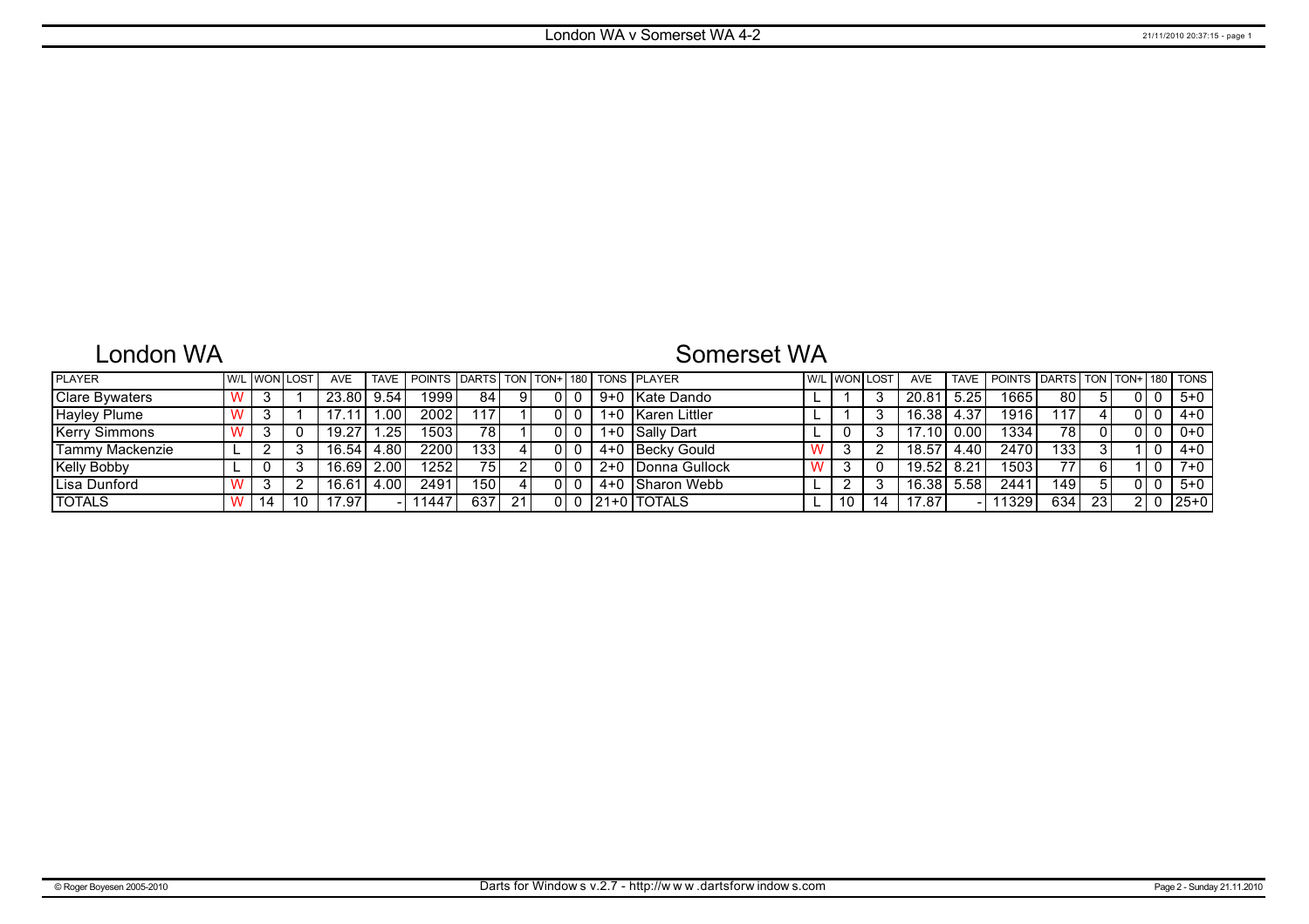# London WA v Somerset WA 4-2

## London WA

## Somerset WA

| PLAYER | W/L | WON | LOST | AVE | TAVE | POINTS | DARTS | TON | TON+ | 180 | TONS | PLAYER | W/L | WON | LOST | AVE | TAVE | POINTS | DARTS | TON | TON+ | 180 | TONS |
|---|---|---|---|---|---|---|---|---|---|---|---|---|---|---|---|---|---|---|---|---|---|---|---|
| Clare Bywaters | W | 3 | 1 | 23.80 | 9.54 | 1999 | 84 | 9 | 0 | 0 | 9+0 | Kate Dando | L | 1 | 3 | 20.81 | 5.25 | 1665 | 80 | 5 | 0 | 0 | 5+0 |
| Hayley Plume | W | 3 | 1 | 17.11 | 1.00 | 2002 | 117 | 1 | 0 | 0 | 1+0 | Karen Littler | L | 1 | 3 | 16.38 | 4.37 | 1916 | 117 | 4 | 0 | 0 | 4+0 |
| Kerry Simmons | W | 3 | 0 | 19.27 | 1.25 | 1503 | 78 | 1 | 0 | 0 | 1+0 | Sally Dart | L | 0 | 3 | 17.10 | 0.00 | 1334 | 78 | 0 | 0 | 0 | 0+0 |
| Tammy Mackenzie | L | 2 | 3 | 16.54 | 4.80 | 2200 | 133 | 4 | 0 | 0 | 4+0 | Becky Gould | W | 3 | 2 | 18.57 | 4.40 | 2470 | 133 | 3 | 1 | 0 | 4+0 |
| Kelly Bobby | L | 0 | 3 | 16.69 | 2.00 | 1252 | 75 | 2 | 0 | 0 | 2+0 | Donna Gullock | W | 3 | 0 | 19.52 | 8.21 | 1503 | 77 | 6 | 1 | 0 | 7+0 |
| Lisa Dunford | W | 3 | 2 | 16.61 | 4.00 | 2491 | 150 | 4 | 0 | 0 | 4+0 | Sharon Webb | L | 2 | 3 | 16.38 | 5.58 | 2441 | 149 | 5 | 0 | 0 | 5+0 |
| TOTALS | W | 14 | 10 | 17.97 | - | 11447 | 637 | 21 | 0 | 0 | 21+0 | TOTALS | L | 10 | 14 | 17.87 | - | 11329 | 634 | 23 | 2 | 0 | 25+0 |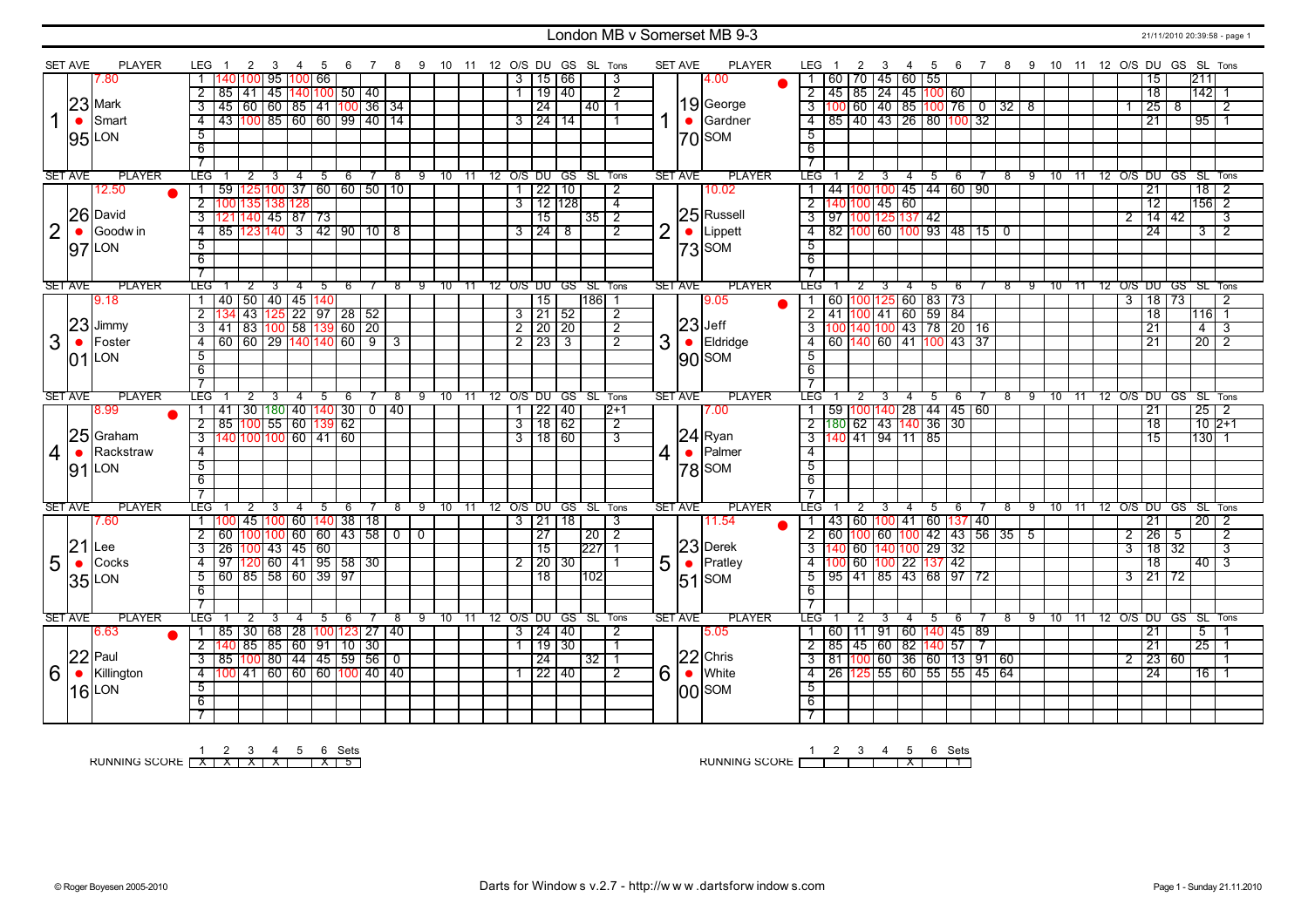# London MB v Somerset MB 9-3

21/11/2010 20:39:58 - page 1

| SET | AVE | PLAYER | LEG | 1 | 2 | 3 | 4 | 5 | 6 | 7 | 8 | 9 | 10 | 11 | 12 | O/S | DU | GS | SL | Tons |
|---|---|---|---|---|---|---|---|---|---|---|---|---|---|---|---|---|---|---|---|---|
| 1 | 7.80 | Mark Smart ● | 1 | 140 | 100 | 95 | 100 | 66 | | | | | | | | 3 | 15 | 66 | | 3 |
| | 23 | LON | 2 | 85 | 41 | 45 | 140 | 100 | 50 | 40 | | | | | | 1 | 19 | 40 | | 2 |
| | 95 | | 3 | 45 | 60 | 60 | 85 | 41 | 100 | 36 | 34 | | | | | | 24 | | 40 | 1 |
| | | | 4 | 43 | 100 | 85 | 60 | 60 | 99 | 40 | 14 | | | | | 3 | 24 | 14 | | 1 |
| 2 | 12.50 | David Goodwin ● | 1 | 59 | 125 | 100 | 37 | 60 | 60 | 50 | 10 | | | | | 1 | 22 | 10 | | 2 |
| | 26 | LON | 2 | 100 | 135 | 138 | 128 | | | | | | | | | 3 | 12 | 128 | | 4 |
| | 97 | | 3 | 121 | 140 | 45 | 87 | 73 | | | | | | | | | 15 | | 35 | 2 |
| | | | 4 | 85 | 123 | 140 | 3 | 42 | 90 | 10 | 8 | | | | | 3 | 24 | 8 | | 2 |
| 3 | 9.18 | Jimmy Foster ● | 1 | 40 | 50 | 40 | 45 | 140 | | | | | | | | | 15 | | 186 | 1 |
| | 23 | LON | 2 | 134 | 43 | 125 | 22 | 97 | 28 | 52 | | | | | | 3 | 21 | 52 | | 2 |
| | 01 | | 3 | 41 | 83 | 100 | 58 | 139 | 60 | 20 | | | | | | 2 | 20 | 20 | | 2 |
| | | | 4 | 60 | 60 | 29 | 140 | 140 | 60 | 9 | 3 | | | | | 2 | 23 | 3 | | 2 |
| 4 | 8.99 | Graham Rackstraw ● | 1 | 41 | 30 | 180 | 40 | 140 | 30 | 0 | 40 | | | | | 1 | 22 | 40 | | 2+1 |
| | 25 | LON | 2 | 85 | 100 | 55 | 60 | 139 | 62 | | | | | | | 3 | 18 | 62 | | 2 |
| | 91 | | 3 | 140 | 100 | 100 | 60 | 41 | 60 | | | | | | | 3 | 18 | 60 | | 3 |
| 5 | 7.60 | Lee Cocks ● | 1 | 100 | 45 | 100 | 60 | 140 | 38 | 18 | | | | | | 3 | 21 | 18 | | 3 |
| | 21 | LON | 2 | 60 | 100 | 100 | 60 | 60 | 43 | 58 | 0 | 0 | | | | | 27 | | 20 | 2 |
| | 35 | | 3 | 26 | 100 | 43 | 45 | 60 | | | | | | | | | 15 | | 227 | 1 |
| | | | 4 | 97 | 120 | 60 | 41 | 95 | 58 | 30 | | | | | | 2 | 20 | 30 | | 1 |
| | | | 5 | 60 | 85 | 58 | 60 | 39 | 97 | | | | | | | | 18 | | 102 | |
| 6 | 6.63 | Paul Killington ● | 1 | 85 | 30 | 68 | 28 | 100 | 123 | 27 | 40 | | | | | 3 | 24 | 40 | | 2 |
| | 22 | LON | 2 | 140 | 85 | 85 | 60 | 91 | 10 | 30 | | | | | | 1 | 19 | 30 | | 1 |
| | 16 | | 3 | 85 | 100 | 80 | 44 | 45 | 59 | 56 | 0 | | | | | | 24 | | 32 | 1 |
| | | | 4 | 100 | 41 | 60 | 60 | 60 | 100 | 40 | 40 | | | | | 1 | 22 | 40 | | 2 |

| SET | AVE | PLAYER | LEG | 1 | 2 | 3 | 4 | 5 | 6 | 7 | 8 | 9 | 10 | 11 | 12 | O/S | DU | GS | SL | Tons |
|---|---|---|---|---|---|---|---|---|---|---|---|---|---|---|---|---|---|---|---|---|
| 1 | 4.00 | George Gardner ● | 1 | 60 | 70 | 45 | 60 | 55 | | | | | | | | | 15 | | 211 | |
| | 19 | SOM | 2 | 45 | 85 | 24 | 45 | 100 | 60 | | | | | | | | 18 | | 142 | 1 |
| | 70 | | 3 | 100 | 60 | 40 | 85 | 100 | 76 | 0 | 32 | 8 | | | | 1 | 25 | 8 | | 2 |
| | | | 4 | 85 | 40 | 43 | 26 | 80 | 100 | 32 | | | | | | | 21 | | 95 | 1 |
| 2 | 10.02 | Russell Lippett ● | 1 | 44 | 100 | 100 | 45 | 44 | 60 | 90 | | | | | | | 21 | | 18 | 2 |
| | 25 | SOM | 2 | 140 | 100 | 45 | 60 | | | | | | | | | | 12 | | 156 | 2 |
| | 73 | | 3 | 97 | 100 | 125 | 137 | 42 | | | | | | | | 2 | 14 | 42 | | 3 |
| | | | 4 | 82 | 100 | 60 | 100 | 93 | 48 | 15 | 0 | | | | | | 24 | | 3 | 2 |
| 3 | 9.05 | Jeff Eldridge ● | 1 | 60 | 100 | 125 | 60 | 83 | 73 | | | | | | | 3 | 18 | 73 | | 2 |
| | 23 | SOM | 2 | 41 | 100 | 41 | 60 | 59 | 84 | | | | | | | | 18 | | 116 | 1 |
| | 90 | | 3 | 100 | 140 | 100 | 43 | 78 | 20 | 16 | | | | | | | 21 | | 4 | 3 |
| | | | 4 | 60 | 140 | 60 | 41 | 100 | 43 | 37 | | | | | | | 21 | | 20 | 2 |
| 4 | 7.00 | Ryan Palmer ● | 1 | 59 | 100 | 140 | 28 | 44 | 45 | 60 | | | | | | | 21 | | 25 | 2 |
| | 24 | SOM | 2 | 180 | 62 | 43 | 140 | 36 | 30 | | | | | | | | 18 | | 10 | 2+1 |
| | 78 | | 3 | 140 | 41 | 94 | 11 | 85 | | | | | | | | | 15 | | 130 | 1 |
| 5 | 11.54 | Derek Pratley ● | 1 | 43 | 60 | 100 | 41 | 60 | 137 | 40 | | | | | | | 21 | | 20 | 2 |
| | 23 | SOM | 2 | 60 | 100 | 60 | 100 | 42 | 43 | 56 | 35 | 5 | | | | 2 | 26 | 5 | | 2 |
| | 51 | | 3 | 140 | 60 | 140 | 100 | 29 | 32 | | | | | | | 3 | 18 | 32 | | 3 |
| | | | 4 | 100 | 60 | 100 | 22 | 137 | 42 | | | | | | | | 18 | | 40 | 3 |
| | | | 5 | 95 | 41 | 85 | 43 | 68 | 97 | 72 | | | | | | 3 | 21 | 72 | | |
| 6 | 5.05 | Chris White ● | 1 | 60 | 11 | 91 | 60 | 140 | 45 | 89 | | | | | | | 21 | | 5 | 1 |
| | 22 | SOM | 2 | 85 | 45 | 60 | 82 | 140 | 57 | 7 | | | | | | | 21 | | 25 | 1 |
| | 00 | | 3 | 81 | 100 | 60 | 36 | 60 | 13 | 91 | 60 | | | | | 2 | 23 | 60 | | 1 |
| | | | 4 | 26 | 125 | 55 | 60 | 55 | 55 | 45 | 64 | | | | | | 24 | | 16 | 1 |

| RUNNING SCORE | 1 | 2 | 3 | 4 | 5 | 6 | Sets |
|---|---|---|---|---|---|---|---|
| London MB | X | X | X | X | | X | 5 |
| Somerset MB | | | | | X | | 1 |

© Roger Boyesen 2005-2010 — Darts for Windows v.2.7 - http://www.dartsforwindows.com — Page 1 - Sunday 21.11.2010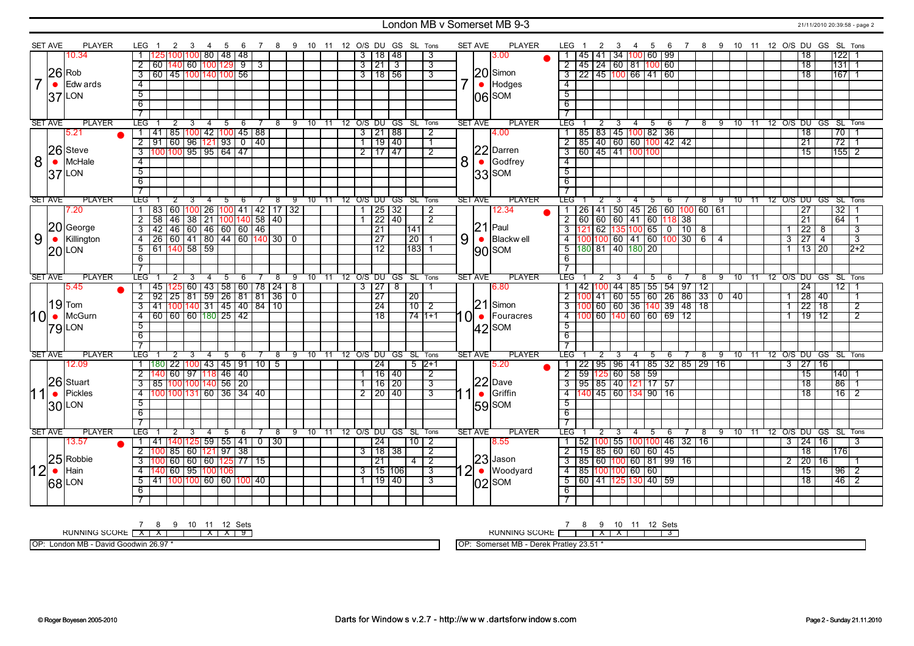# London MB v Somerset MB 9-3

## Set 7

| SET AVE | PLAYER | | SET AVE | PLAYER |
|---|---|---|---|---|
| 26.37 | Rob Edwards (LON) – 10.34 | | 20.06 | Simon Hodges (SOM) – 3.00 |

**Rob Edwards (LON)**

| LEG | 1 | 2 | 3 | 4 | 5 | 6 | 7 | 8 | 9 | 10 | 11 | 12 | O/S | DU | GS | SL | Tons |
|---|---|---|---|---|---|---|---|---|---|---|---|---|---|---|---|---|---|
| 1 | 125 | 100 | 100 | 80 | 48 | 48 | | | | | | | 3 | 18 | 48 | | 3 |
| 2 | 60 | 140 | 60 | 100 | 129 | 9 | 3 | | | | | | 3 | 21 | 3 | | 3 |
| 3 | 60 | 45 | 100 | 140 | 100 | 56 | | | | | | | 3 | 18 | 56 | | 3 |

**Simon Hodges (SOM)**

| LEG | 1 | 2 | 3 | 4 | 5 | 6 | 7 | 8 | 9 | 10 | 11 | 12 | O/S | DU | GS | SL | Tons |
|---|---|---|---|---|---|---|---|---|---|---|---|---|---|---|---|---|---|
| 1 | 45 | 41 | 34 | 100 | 60 | 99 | | | | | | | | 18 | | 122 | 1 |
| 2 | 45 | 24 | 60 | 81 | 100 | 60 | | | | | | | | 18 | | 131 | 1 |
| 3 | 22 | 45 | 100 | 66 | 41 | 60 | | | | | | | | 18 | | 167 | 1 |

## Set 8

| SET AVE | PLAYER | | SET AVE | PLAYER |
|---|---|---|---|---|
| 26.37 | Steve McHale (LON) – 5.21 | | 22.33 | Darren Godfrey (SOM) – 4.00 |

**Steve McHale (LON)**

| LEG | 1 | 2 | 3 | 4 | 5 | 6 | 7 | 8 | 9 | 10 | 11 | 12 | O/S | DU | GS | SL | Tons |
|---|---|---|---|---|---|---|---|---|---|---|---|---|---|---|---|---|---|
| 1 | 41 | 85 | 100 | 42 | 100 | 45 | 88 | | | | | | 3 | 21 | 88 | | 2 |
| 2 | 91 | 60 | 96 | 121 | 93 | 0 | 40 | | | | | | 1 | 19 | 40 | | 1 |
| 3 | 100 | 100 | 95 | 95 | 64 | 47 | | | | | | | 2 | 17 | 47 | | 2 |

**Darren Godfrey (SOM)**

| LEG | 1 | 2 | 3 | 4 | 5 | 6 | 7 | 8 | 9 | 10 | 11 | 12 | O/S | DU | GS | SL | Tons |
|---|---|---|---|---|---|---|---|---|---|---|---|---|---|---|---|---|---|
| 1 | 85 | 83 | 45 | 100 | 82 | 36 | | | | | | | | 18 | | 70 | 1 |
| 2 | 85 | 40 | 60 | 60 | 100 | 42 | 42 | | | | | | | 21 | | 72 | 1 |
| 3 | 60 | 45 | 41 | 100 | 100 | | | | | | | | | 15 | | 155 | 2 |

## Set 9

| SET AVE | PLAYER | | SET AVE | PLAYER |
|---|---|---|---|---|
| 20.20 | George Killington (LON) – 7.20 | | 21.90 | Paul Blackwell (SOM) – 12.34 |

**George Killington (LON)**

| LEG | 1 | 2 | 3 | 4 | 5 | 6 | 7 | 8 | 9 | 10 | 11 | 12 | O/S | DU | GS | SL | Tons |
|---|---|---|---|---|---|---|---|---|---|---|---|---|---|---|---|---|---|
| 1 | 83 | 60 | 100 | 26 | 100 | 41 | 42 | 17 | 32 | | | | 1 | 25 | 32 | | 2 |
| 2 | 58 | 46 | 38 | 21 | 100 | 140 | 58 | 40 | | | | | 1 | 22 | 40 | | 2 |
| 3 | 42 | 46 | 60 | 46 | 60 | 60 | 46 | | | | | | | 21 | | 141 | |
| 4 | 26 | 60 | 41 | 80 | 44 | 60 | 140 | 30 | 0 | | | | | 27 | | 20 | 1 |
| 5 | 61 | 140 | 58 | 59 | | | | | | | | | | 12 | | 183 | 1 |

**Paul Blackwell (SOM)**

| LEG | 1 | 2 | 3 | 4 | 5 | 6 | 7 | 8 | 9 | 10 | 11 | 12 | O/S | DU | GS | SL | Tons |
|---|---|---|---|---|---|---|---|---|---|---|---|---|---|---|---|---|---|
| 1 | 26 | 41 | 50 | 45 | 26 | 60 | 100 | 60 | 61 | | | | | 27 | | 32 | 1 |
| 2 | 60 | 60 | 60 | 41 | 60 | 118 | 38 | | | | | | | 21 | | 64 | 1 |
| 3 | 121 | 62 | 135 | 100 | 65 | 0 | 10 | 8 | | | | | 1 | 22 | 8 | | 3 |
| 4 | 100 | 100 | 60 | 41 | 60 | 100 | 30 | 6 | 4 | | | | 3 | 27 | 4 | | 3 |
| 5 | 180 | 81 | 40 | 180 | 20 | | | | | | | | 1 | 13 | 20 | | 2+2 |

## Set 10

| SET AVE | PLAYER | | SET AVE | PLAYER |
|---|---|---|---|---|
| 19.79 | Tom McGurn (LON) – 5.45 | | 21.42 | Simon Fouracres (SOM) – 6.80 |

**Tom McGurn (LON)**

| LEG | 1 | 2 | 3 | 4 | 5 | 6 | 7 | 8 | 9 | 10 | 11 | 12 | O/S | DU | GS | SL | Tons |
|---|---|---|---|---|---|---|---|---|---|---|---|---|---|---|---|---|---|
| 1 | 45 | 125 | 60 | 43 | 58 | 60 | 78 | 24 | 8 | | | | 3 | 27 | 8 | | 1 |
| 2 | 92 | 25 | 81 | 59 | 26 | 81 | 81 | 36 | 0 | | | | | 27 | | 20 | |
| 3 | 41 | 100 | 140 | 31 | 45 | 40 | 84 | 10 | | | | | | 24 | | 10 | 2 |
| 4 | 60 | 60 | 60 | 180 | 25 | 42 | | | | | | | | 18 | | 74 | 1+1 |

**Simon Fouracres (SOM)**

| LEG | 1 | 2 | 3 | 4 | 5 | 6 | 7 | 8 | 9 | 10 | 11 | 12 | O/S | DU | GS | SL | Tons |
|---|---|---|---|---|---|---|---|---|---|---|---|---|---|---|---|---|---|
| 1 | 42 | 100 | 44 | 85 | 55 | 54 | 97 | 12 | | | | | | 24 | | 12 | 1 |
| 2 | 100 | 41 | 60 | 55 | 60 | 26 | 86 | 33 | 0 | 40 | | | 1 | 28 | 40 | | 1 |
| 3 | 100 | 60 | 60 | 36 | 140 | 39 | 48 | 18 | | | | | 1 | 22 | 18 | | 2 |
| 4 | 100 | 60 | 140 | 60 | 60 | 69 | 12 | | | | | | 1 | 19 | 12 | | 2 |

## Set 11

| SET AVE | PLAYER | | SET AVE | PLAYER |
|---|---|---|---|---|
| 26.30 | Stuart Pickles (LON) – 12.09 | | 22.59 | Dave Griffin (SOM) – 5.20 |

**Stuart Pickles (LON)**

| LEG | 1 | 2 | 3 | 4 | 5 | 6 | 7 | 8 | 9 | 10 | 11 | 12 | O/S | DU | GS | SL | Tons |
|---|---|---|---|---|---|---|---|---|---|---|---|---|---|---|---|---|---|
| 1 | 180 | 22 | 100 | 43 | 45 | 91 | 10 | 5 | | | | | | 24 | | 5 | 2+1 |
| 2 | 140 | 60 | 97 | 118 | 46 | 40 | | | | | | | 1 | 16 | 40 | | 2 |
| 3 | 85 | 100 | 100 | 140 | 56 | 20 | | | | | | | 1 | 16 | 20 | | 3 |
| 4 | 100 | 100 | 131 | 60 | 36 | 34 | 40 | | | | | | 2 | 20 | 40 | | 3 |

**Dave Griffin (SOM)**

| LEG | 1 | 2 | 3 | 4 | 5 | 6 | 7 | 8 | 9 | 10 | 11 | 12 | O/S | DU | GS | SL | Tons |
|---|---|---|---|---|---|---|---|---|---|---|---|---|---|---|---|---|---|
| 1 | 22 | 95 | 96 | 41 | 85 | 32 | 85 | 29 | 16 | | | | 3 | 27 | 16 | | |
| 2 | 59 | 125 | 60 | 58 | 59 | | | | | | | | | 15 | | 140 | 1 |
| 3 | 95 | 85 | 40 | 121 | 17 | 57 | | | | | | | | 18 | | 86 | 1 |
| 4 | 140 | 45 | 60 | 134 | 90 | 16 | | | | | | | | 18 | | 16 | 2 |

## Set 12

| SET AVE | PLAYER | | SET AVE | PLAYER |
|---|---|---|---|---|
| 25.68 | Robbie Hain (LON) – 13.57 | | 23.02 | Jason Woodyard (SOM) – 8.55 |

**Robbie Hain (LON)**

| LEG | 1 | 2 | 3 | 4 | 5 | 6 | 7 | 8 | 9 | 10 | 11 | 12 | O/S | DU | GS | SL | Tons |
|---|---|---|---|---|---|---|---|---|---|---|---|---|---|---|---|---|---|
| 1 | 41 | 140 | 125 | 59 | 55 | 41 | 0 | 30 | | | | | | 24 | | 10 | 2 |
| 2 | 100 | 85 | 60 | 121 | 97 | 38 | | | | | | | 3 | 18 | 38 | | 2 |
| 3 | 100 | 60 | 60 | 60 | 125 | 77 | 15 | | | | | | | 21 | | 4 | 2 |
| 4 | 140 | 60 | 95 | 100 | 106 | | | | | | | | 3 | 15 | 106 | | 3 |
| 5 | 41 | 100 | 100 | 60 | 60 | 100 | 40 | | | | | | 1 | 19 | 40 | | 3 |

**Jason Woodyard (SOM)**

| LEG | 1 | 2 | 3 | 4 | 5 | 6 | 7 | 8 | 9 | 10 | 11 | 12 | O/S | DU | GS | SL | Tons |
|---|---|---|---|---|---|---|---|---|---|---|---|---|---|---|---|---|---|
| 1 | 52 | 100 | 55 | 100 | 100 | 46 | 32 | 16 | | | | | 3 | 24 | 16 | | 3 |
| 2 | 15 | 85 | 60 | 60 | 60 | 45 | | | | | | | | 18 | | 176 | |
| 3 | 85 | 60 | 100 | 60 | 81 | 99 | 16 | | | | | | 2 | 20 | 16 | | 1 |
| 4 | 85 | 100 | 100 | 60 | 60 | | | | | | | | | 15 | | 96 | 2 |
| 5 | 60 | 41 | 125 | 130 | 40 | 59 | | | | | | | | 18 | | 46 | 2 |

## Running Score

| | 7 | 8 | 9 | 10 | 11 | 12 | Sets |
|---|---|---|---|---|---|---|---|
| London MB | X | X | | | X | X | 9 |
| Somerset MB | | | X | X | | | 3 |

OP: London MB - David Goodwin 26.97 *

OP: Somerset MB - Derek Pratley 23.51 *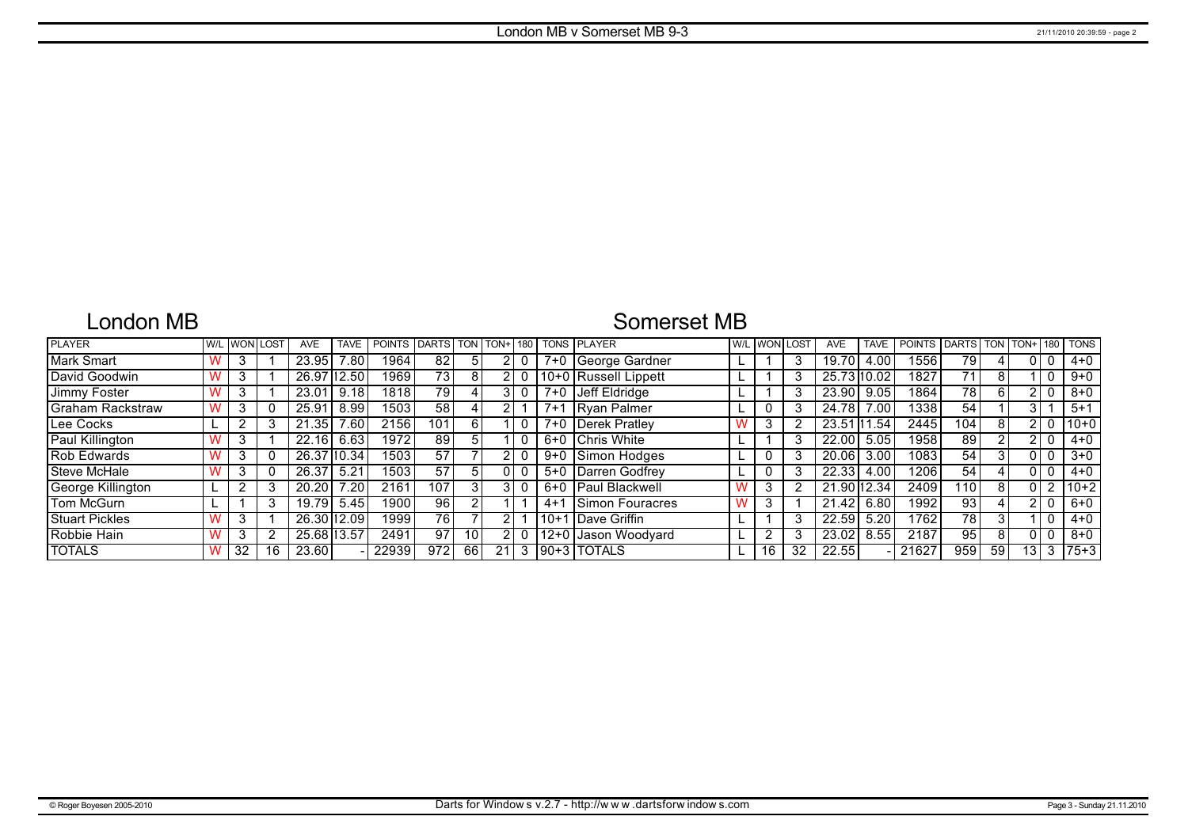# London MB v Somerset MB 9-3

## London MB

## Somerset MB

| PLAYER | W/L | WON | LOST | AVE | TAVE | POINTS | DARTS | TON | TON+ | 180 | TONS | PLAYER | W/L | WON | LOST | AVE | TAVE | POINTS | DARTS | TON | TON+ | 180 | TONS |
|---|---|---|---|---|---|---|---|---|---|---|---|---|---|---|---|---|---|---|---|---|---|---|---|
| Mark Smart | W | 3 | 1 | 23.95 | 7.80 | 1964 | 82 | 5 | 2 | 0 | 7+0 | George Gardner | L | 1 | 3 | 19.70 | 4.00 | 1556 | 79 | 4 | 0 | 0 | 4+0 |
| David Goodwin | W | 3 | 1 | 26.97 | 12.50 | 1969 | 73 | 8 | 2 | 0 | 10+0 | Russell Lippett | L | 1 | 3 | 25.73 | 10.02 | 1827 | 71 | 8 | 1 | 0 | 9+0 |
| Jimmy Foster | W | 3 | 1 | 23.01 | 9.18 | 1818 | 79 | 4 | 3 | 0 | 7+0 | Jeff Eldridge | L | 1 | 3 | 23.90 | 9.05 | 1864 | 78 | 6 | 2 | 0 | 8+0 |
| Graham Rackstraw | W | 3 | 0 | 25.91 | 8.99 | 1503 | 58 | 4 | 2 | 1 | 7+1 | Ryan Palmer | L | 0 | 3 | 24.78 | 7.00 | 1338 | 54 | 1 | 3 | 1 | 5+1 |
| Lee Cocks | L | 2 | 3 | 21.35 | 7.60 | 2156 | 101 | 6 | 1 | 0 | 7+0 | Derek Pratley | W | 3 | 2 | 23.51 | 11.54 | 2445 | 104 | 8 | 2 | 0 | 10+0 |
| Paul Killington | W | 3 | 1 | 22.16 | 6.63 | 1972 | 89 | 5 | 1 | 0 | 6+0 | Chris White | L | 1 | 3 | 22.00 | 5.05 | 1958 | 89 | 2 | 2 | 0 | 4+0 |
| Rob Edwards | W | 3 | 0 | 26.37 | 10.34 | 1503 | 57 | 7 | 2 | 0 | 9+0 | Simon Hodges | L | 0 | 3 | 20.06 | 3.00 | 1083 | 54 | 3 | 0 | 0 | 3+0 |
| Steve McHale | W | 3 | 0 | 26.37 | 5.21 | 1503 | 57 | 5 | 0 | 0 | 5+0 | Darren Godfrey | L | 0 | 3 | 22.33 | 4.00 | 1206 | 54 | 4 | 0 | 0 | 4+0 |
| George Killington | L | 2 | 3 | 20.20 | 7.20 | 2161 | 107 | 3 | 3 | 0 | 6+0 | Paul Blackwell | W | 3 | 2 | 21.90 | 12.34 | 2409 | 110 | 8 | 0 | 2 | 10+2 |
| Tom McGurn | L | 1 | 3 | 19.79 | 5.45 | 1900 | 96 | 2 | 1 | 1 | 4+1 | Simon Fouracres | W | 3 | 1 | 21.42 | 6.80 | 1992 | 93 | 4 | 2 | 0 | 6+0 |
| Stuart Pickles | W | 3 | 1 | 26.30 | 12.09 | 1999 | 76 | 7 | 2 | 1 | 10+1 | Dave Griffin | L | 1 | 3 | 22.59 | 5.20 | 1762 | 78 | 3 | 1 | 0 | 4+0 |
| Robbie Hain | W | 3 | 2 | 25.68 | 13.57 | 2491 | 97 | 10 | 2 | 0 | 12+0 | Jason Woodyard | L | 2 | 3 | 23.02 | 8.55 | 2187 | 95 | 8 | 0 | 0 | 8+0 |
| TOTALS | W | 32 | 16 | 23.60 | - | 22939 | 972 | 66 | 21 | 3 | 90+3 | TOTALS | L | 16 | 32 | 22.55 | - | 21627 | 959 | 59 | 13 | 3 | 75+3 |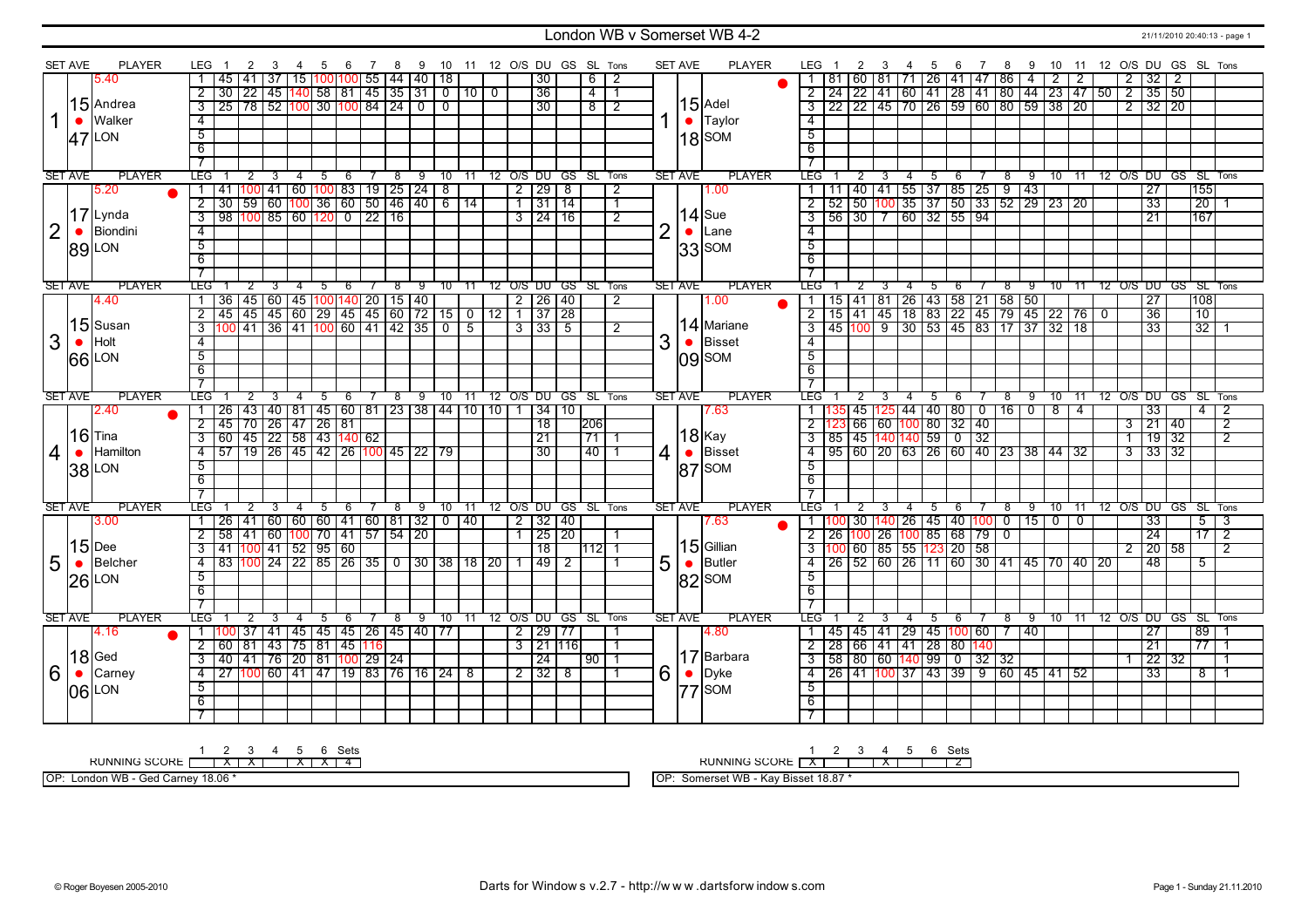# London WB v Somerset WB 4-2

21/11/2010 20:40:13 - page 1

## Set 1

| SET AVE | PLAYER | LEG | 1 | 2 | 3 | 4 | 5 | 6 | 7 | 8 | 9 | 10 | 11 | 12 | O/S | DU | GS | SL | Tons |
|---|---|---|---|---|---|---|---|---|---|---|---|---|---|---|---|---|---|---|---|
| 5.40 | 1 Andrea Walker LON | 1 | 45 | 41 | 37 | 15 | 100 | 100 | 55 | 44 | 40 | 18 | | | | 30 | | 6 | 2 |
| 15.47 | | 2 | 30 | 22 | 45 | 140 | 58 | 81 | 45 | 35 | 31 | 0 | 10 | 0 | | 36 | | 4 | 1 |
| | | 3 | 25 | 78 | 52 | 100 | 30 | 100 | 84 | 24 | 0 | 0 | | | | 30 | | 8 | 2 |

| SET AVE | PLAYER | LEG | 1 | 2 | 3 | 4 | 5 | 6 | 7 | 8 | 9 | 10 | 11 | 12 | O/S | DU | GS | SL | Tons |
|---|---|---|---|---|---|---|---|---|---|---|---|---|---|---|---|---|---|---|---|
| 15.18 | 1 Adel Taylor SOM | 1 | 81 | 60 | 81 | 71 | 26 | 41 | 47 | 86 | 4 | 2 | 2 | | 2 | 32 | 2 | | |
| | | 2 | 24 | 22 | 41 | 60 | 41 | 28 | 41 | 80 | 44 | 23 | 47 | 50 | 2 | 35 | 50 | | |
| | | 3 | 22 | 22 | 45 | 70 | 26 | 59 | 60 | 80 | 59 | 38 | 20 | | 2 | 32 | 20 | | |

## Set 2

| SET AVE | PLAYER | LEG | 1 | 2 | 3 | 4 | 5 | 6 | 7 | 8 | 9 | 10 | 11 | 12 | O/S | DU | GS | SL | Tons |
|---|---|---|---|---|---|---|---|---|---|---|---|---|---|---|---|---|---|---|---|
| 5.20 | 2 Lynda Biondini LON | 1 | 41 | 100 | 41 | 60 | 100 | 83 | 19 | 25 | 24 | 8 | | | 2 | 29 | 8 | | 2 |
| 17.89 | | 2 | 30 | 59 | 60 | 100 | 36 | 60 | 50 | 46 | 40 | 6 | 14 | | 1 | 31 | 14 | | 1 |
| | | 3 | 98 | 100 | 85 | 60 | 120 | 0 | 22 | 16 | | | | | 3 | 24 | 16 | | 2 |

| SET AVE | PLAYER | LEG | 1 | 2 | 3 | 4 | 5 | 6 | 7 | 8 | 9 | 10 | 11 | 12 | O/S | DU | GS | SL | Tons |
|---|---|---|---|---|---|---|---|---|---|---|---|---|---|---|---|---|---|---|---|
| 1.00 | 2 Sue Lane SOM | 1 | 11 | 40 | 41 | 55 | 37 | 85 | 25 | 9 | 43 | | | | | 27 | | 155 | |
| 14.33 | | 2 | 52 | 50 | 100 | 35 | 37 | 50 | 33 | 52 | 29 | 23 | 20 | | | 33 | | 20 | 1 |
| | | 3 | 56 | 30 | 7 | 60 | 32 | 55 | 94 | | | | | | | 21 | | 167 | |

## Set 3

| SET AVE | PLAYER | LEG | 1 | 2 | 3 | 4 | 5 | 6 | 7 | 8 | 9 | 10 | 11 | 12 | O/S | DU | GS | SL | Tons |
|---|---|---|---|---|---|---|---|---|---|---|---|---|---|---|---|---|---|---|---|
| 4.40 | 3 Susan Holt LON | 1 | 36 | 45 | 60 | 45 | 100 | 140 | 20 | 15 | 40 | | | | 2 | 26 | 40 | | 2 |
| 15.66 | | 2 | 45 | 45 | 45 | 60 | 29 | 45 | 45 | 60 | 72 | 15 | 0 | 12 | 1 | 37 | 28 | | |
| | | 3 | 100 | 41 | 36 | 41 | 100 | 60 | 41 | 42 | 35 | 0 | 5 | | 3 | 33 | 5 | | 2 |

| SET AVE | PLAYER | LEG | 1 | 2 | 3 | 4 | 5 | 6 | 7 | 8 | 9 | 10 | 11 | 12 | O/S | DU | GS | SL | Tons |
|---|---|---|---|---|---|---|---|---|---|---|---|---|---|---|---|---|---|---|---|
| 1.00 | 3 Mariane Bisset SOM | 1 | 15 | 41 | 81 | 26 | 43 | 58 | 21 | 58 | 50 | | | | | 27 | | 108 | |
| 14.09 | | 2 | 15 | 41 | 45 | 18 | 83 | 22 | 45 | 79 | 45 | 22 | 76 | 0 | | 36 | | 10 | |
| | | 3 | 45 | 100 | 9 | 30 | 53 | 45 | 83 | 17 | 37 | 32 | 18 | | | 33 | | 32 | 1 |

## Set 4

| SET AVE | PLAYER | LEG | 1 | 2 | 3 | 4 | 5 | 6 | 7 | 8 | 9 | 10 | 11 | 12 | O/S | DU | GS | SL | Tons |
|---|---|---|---|---|---|---|---|---|---|---|---|---|---|---|---|---|---|---|---|
| 2.40 | 4 Tina Hamilton LON | 1 | 26 | 43 | 40 | 81 | 45 | 60 | 81 | 23 | 38 | 44 | 10 | 10 | 1 | 34 | 10 | | |
| 16.38 | | 2 | 45 | 70 | 26 | 47 | 26 | 81 | | | | | | | | 18 | | 206 | |
| | | 3 | 60 | 45 | 22 | 58 | 43 | 140 | 62 | | | | | | | 21 | | 71 | 1 |
| | | 4 | 57 | 19 | 26 | 45 | 42 | 26 | 100 | 45 | 22 | 79 | | | | 30 | | 40 | 1 |

| SET AVE | PLAYER | LEG | 1 | 2 | 3 | 4 | 5 | 6 | 7 | 8 | 9 | 10 | 11 | 12 | O/S | DU | GS | SL | Tons |
|---|---|---|---|---|---|---|---|---|---|---|---|---|---|---|---|---|---|---|---|
| 7.63 | 4 Kay Bisset SOM | 1 | 135 | 45 | 125 | 44 | 40 | 80 | 0 | 16 | 0 | 8 | 4 | | | 33 | | 4 | 2 |
| 18.87 | | 2 | 123 | 66 | 60 | 100 | 80 | 32 | 40 | | | | | | 3 | 21 | 40 | | 2 |
| | | 3 | 85 | 45 | 140 | 140 | 59 | 0 | 32 | | | | | | 1 | 19 | 32 | | 2 |
| | | 4 | 95 | 60 | 20 | 63 | 26 | 60 | 40 | 23 | 38 | 44 | 32 | | 3 | 33 | 32 | | |

## Set 5

| SET AVE | PLAYER | LEG | 1 | 2 | 3 | 4 | 5 | 6 | 7 | 8 | 9 | 10 | 11 | 12 | O/S | DU | GS | SL | Tons |
|---|---|---|---|---|---|---|---|---|---|---|---|---|---|---|---|---|---|---|---|
| 3.00 | 5 Dee Belcher LON | 1 | 26 | 41 | 60 | 60 | 60 | 41 | 60 | 81 | 32 | 0 | 40 | | 2 | 32 | 40 | | |
| 15.26 | | 2 | 58 | 41 | 60 | 100 | 70 | 41 | 57 | 54 | 20 | | | | 1 | 25 | 20 | | 1 |
| | | 3 | 41 | 100 | 41 | 52 | 95 | 60 | | | | | | | | 18 | | 112 | 1 |
| | | 4 | 83 | 100 | 24 | 22 | 85 | 26 | 35 | 0 | 30 | 38 | 18 | 20 | 1 | 49 | 2 | | 1 |

| SET AVE | PLAYER | LEG | 1 | 2 | 3 | 4 | 5 | 6 | 7 | 8 | 9 | 10 | 11 | 12 | O/S | DU | GS | SL | Tons |
|---|---|---|---|---|---|---|---|---|---|---|---|---|---|---|---|---|---|---|---|
| 7.63 | 5 Gillian Butler SOM | 1 | 100 | 30 | 140 | 26 | 45 | 40 | 100 | 0 | 15 | 0 | 0 | | | 33 | | 5 | 3 |
| 15.82 | | 2 | 26 | 100 | 26 | 100 | 85 | 68 | 79 | 0 | | | | | | 24 | | 17 | 2 |
| | | 3 | 100 | 60 | 85 | 55 | 123 | 20 | 58 | | | | | | 2 | 20 | 58 | | 2 |
| | | 4 | 26 | 52 | 60 | 26 | 11 | 60 | 30 | 41 | 45 | 70 | 40 | 20 | | 48 | | 5 | |

## Set 6

| SET AVE | PLAYER | LEG | 1 | 2 | 3 | 4 | 5 | 6 | 7 | 8 | 9 | 10 | 11 | 12 | O/S | DU | GS | SL | Tons |
|---|---|---|---|---|---|---|---|---|---|---|---|---|---|---|---|---|---|---|---|
| 4.16 | 6 Ged Carney LON | 1 | 100 | 37 | 41 | 45 | 45 | 45 | 26 | 45 | 40 | 77 | | | 2 | 29 | 77 | | 1 |
| 18.06 | | 2 | 60 | 81 | 43 | 75 | 81 | 45 | 116 | | | | | | 3 | 21 | 116 | | 1 |
| | | 3 | 40 | 41 | 76 | 20 | 81 | 100 | 29 | 24 | | | | | | 24 | | 90 | 1 |
| | | 4 | 27 | 100 | 60 | 41 | 47 | 19 | 83 | 76 | 16 | 24 | 8 | | 2 | 32 | 8 | | 1 |

| SET AVE | PLAYER | LEG | 1 | 2 | 3 | 4 | 5 | 6 | 7 | 8 | 9 | 10 | 11 | 12 | O/S | DU | GS | SL | Tons |
|---|---|---|---|---|---|---|---|---|---|---|---|---|---|---|---|---|---|---|---|
| 4.80 | 6 Barbara Dyke SOM | 1 | 45 | 45 | 41 | 29 | 45 | 100 | 60 | 7 | 40 | | | | | 27 | | 89 | 1 |
| 17.77 | | 2 | 28 | 66 | 41 | 41 | 28 | 80 | 140 | | | | | | | 21 | | 77 | 1 |
| | | 3 | 58 | 80 | 60 | 140 | 99 | 0 | 32 | 32 | | | | | 1 | 22 | 32 | | 1 |
| | | 4 | 26 | 41 | 100 | 37 | 43 | 39 | 9 | 60 | 45 | 41 | 52 | | | 33 | | 8 | 1 |

## Running Score

| | 1 | 2 | 3 | 4 | 5 | 6 | Sets |
|---|---|---|---|---|---|---|---|
| London WB | X | X | | X | X | X | 4 |
| Somerset WB | X | | | X | | | 2 |

OP: London WB - Ged Carney 18.06 *

OP: Somerset WB - Kay Bisset 18.87 *

© Roger Boyesen 2005-2010 — Darts for Windows v.2.7 - http://www.dartsforwindows.com — Page 1 - Sunday 21.11.2010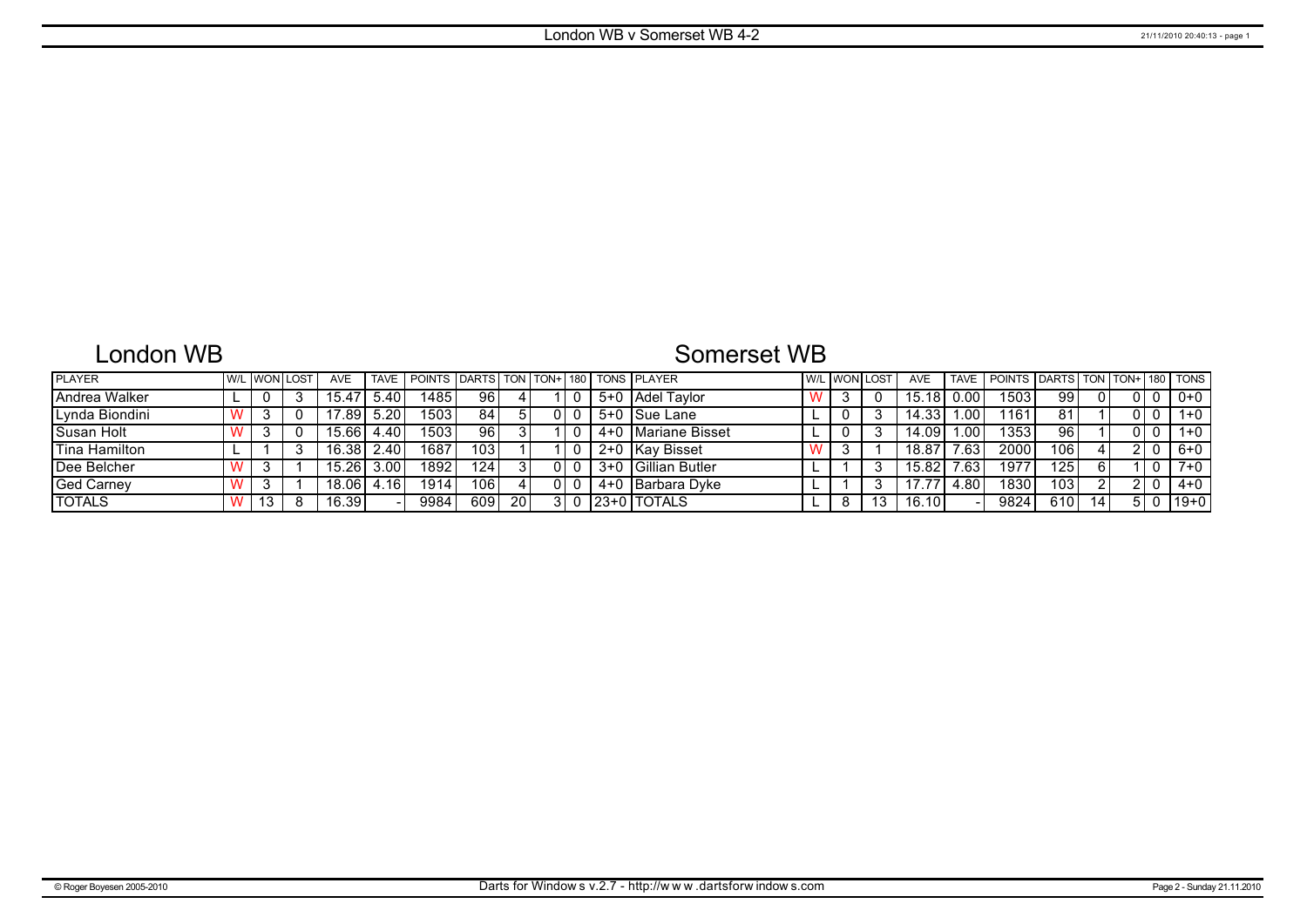# London WB v Somerset WB 4-2

21/11/2010 20:40:13 - page 1

## London WB

## Somerset WB

| PLAYER | W/L | WON | LOST | AVE | TAVE | POINTS | DARTS | TON | TON+ | 180 | TONS | PLAYER | W/L | WON | LOST | AVE | TAVE | POINTS | DARTS | TON | TON+ | 180 | TONS |
|---|---|---|---|---|---|---|---|---|---|---|---|---|---|---|---|---|---|---|---|---|---|---|---|
| Andrea Walker | L | 0 | 3 | 15.47 | 5.40 | 1485 | 96 | 4 | 1 | 0 | 5+0 | Adel Taylor | W | 3 | 0 | 15.18 | 0.00 | 1503 | 99 | 0 | 0 | 0 | 0+0 |
| Lynda Biondini | W | 3 | 0 | 17.89 | 5.20 | 1503 | 84 | 5 | 0 | 0 | 5+0 | Sue Lane | L | 0 | 3 | 14.33 | 1.00 | 1161 | 81 | 1 | 0 | 0 | 1+0 |
| Susan Holt | W | 3 | 0 | 15.66 | 4.40 | 1503 | 96 | 3 | 1 | 0 | 4+0 | Mariane Bisset | L | 0 | 3 | 14.09 | 1.00 | 1353 | 96 | 1 | 0 | 0 | 1+0 |
| Tina Hamilton | L | 1 | 3 | 16.38 | 2.40 | 1687 | 103 | 1 | 1 | 0 | 2+0 | Kay Bisset | W | 3 | 1 | 18.87 | 7.63 | 2000 | 106 | 4 | 2 | 0 | 6+0 |
| Dee Belcher | W | 3 | 1 | 15.26 | 3.00 | 1892 | 124 | 3 | 0 | 0 | 3+0 | Gillian Butler | L | 1 | 3 | 15.82 | 7.63 | 1977 | 125 | 6 | 1 | 0 | 7+0 |
| Ged Carney | W | 3 | 1 | 18.06 | 4.16 | 1914 | 106 | 4 | 0 | 0 | 4+0 | Barbara Dyke | L | 1 | 3 | 17.77 | 4.80 | 1830 | 103 | 2 | 2 | 0 | 4+0 |
| TOTALS | W | 13 | 8 | 16.39 | - | 9984 | 609 | 20 | 3 | 0 | 23+0 | TOTALS | L | 8 | 13 | 16.10 | - | 9824 | 610 | 14 | 5 | 0 | 19+0 |

© Roger Boyesen 2005-2010 — Darts for Windows v.2.7 - http://www.dartsforwindows.com — Page 2 - Sunday 21.11.2010